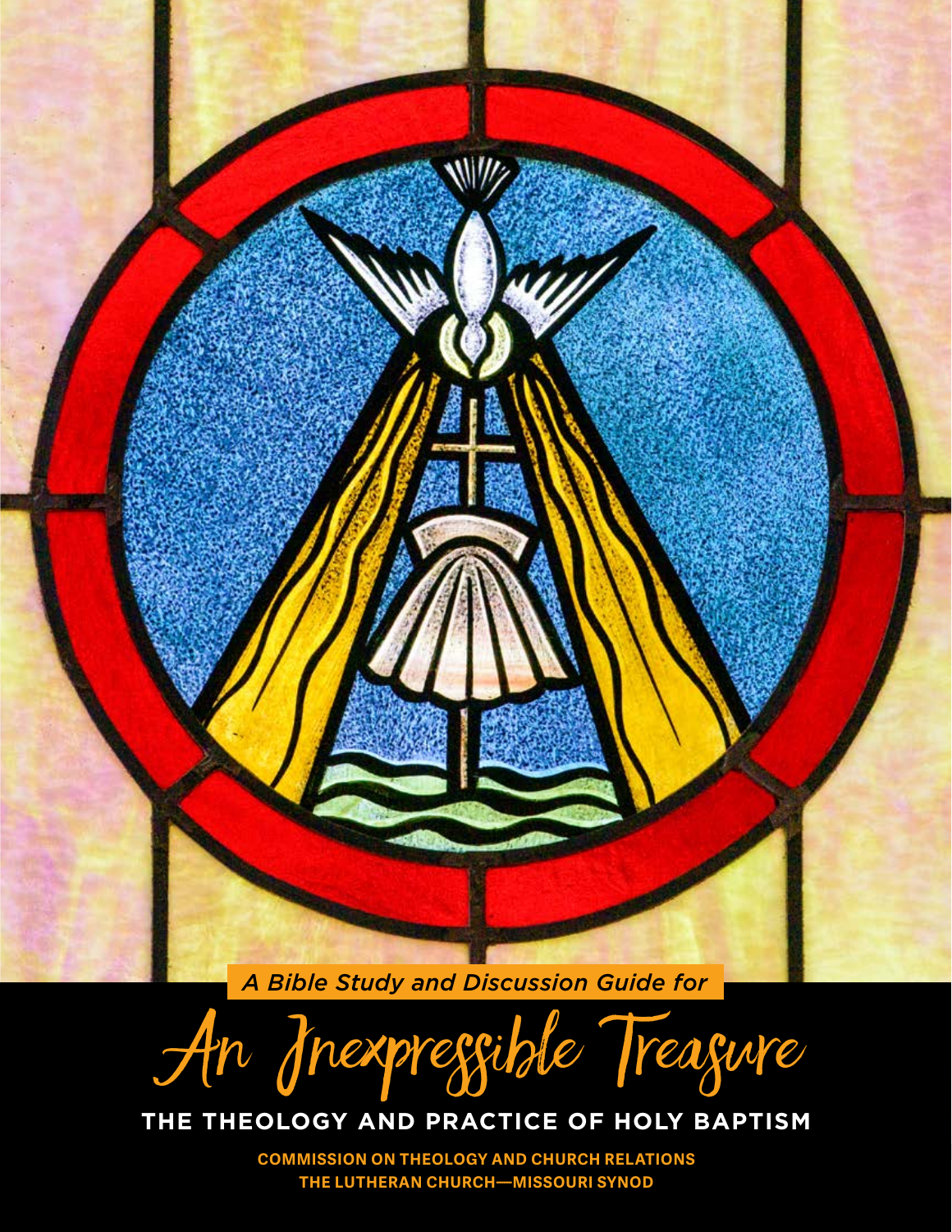*A Bible Study and Discussion Guide for*

# An Inexpressible Treasure

## THE THEOLOGY AND PRACTICE OF HOLY BAPTISM

**COMMISSION ON THEOLOGY AND CHURCH RELATIONS**
**THE LUTHERAN CHURCH—MISSOURI SYNOD**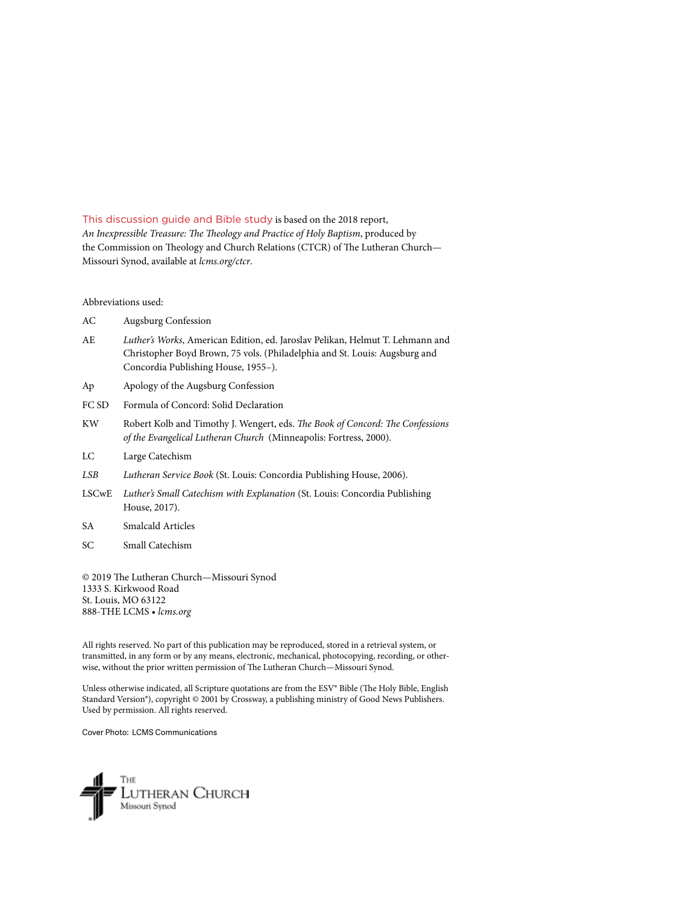This discussion guide and Bible study is based on the 2018 report, *An Inexpressible Treasure: The Theology and Practice of Holy Baptism*, produced by the Commission on Theology and Church Relations (CTCR) of The Lutheran Church—Missouri Synod, available at *lcms.org/ctcr*.

Abbreviations used:

| | |
|---|---|
| AC | Augsburg Confession |
| AE | *Luther's Works*, American Edition, ed. Jaroslav Pelikan, Helmut T. Lehmann and Christopher Boyd Brown, 75 vols. (Philadelphia and St. Louis: Augsburg and Concordia Publishing House, 1955–). |
| Ap | Apology of the Augsburg Confession |
| FC SD | Formula of Concord: Solid Declaration |
| KW | Robert Kolb and Timothy J. Wengert, eds. *The Book of Concord: The Confessions of the Evangelical Lutheran Church* (Minneapolis: Fortress, 2000). |
| LC | Large Catechism |
| *LSB* | *Lutheran Service Book* (St. Louis: Concordia Publishing House, 2006). |
| LSCwE | *Luther's Small Catechism with Explanation* (St. Louis: Concordia Publishing House, 2017). |
| SA | Smalcald Articles |
| SC | Small Catechism |

© 2019 The Lutheran Church—Missouri Synod
1333 S. Kirkwood Road
St. Louis, MO 63122
888-THE LCMS • *lcms.org*

All rights reserved. No part of this publication may be reproduced, stored in a retrieval system, or transmitted, in any form or by any means, electronic, mechanical, photocopying, recording, or otherwise, without the prior written permission of The Lutheran Church—Missouri Synod.

Unless otherwise indicated, all Scripture quotations are from the ESV® Bible (The Holy Bible, English Standard Version®), copyright © 2001 by Crossway, a publishing ministry of Good News Publishers. Used by permission. All rights reserved.

Cover Photo: LCMS Communications

The Lutheran Church Missouri Synod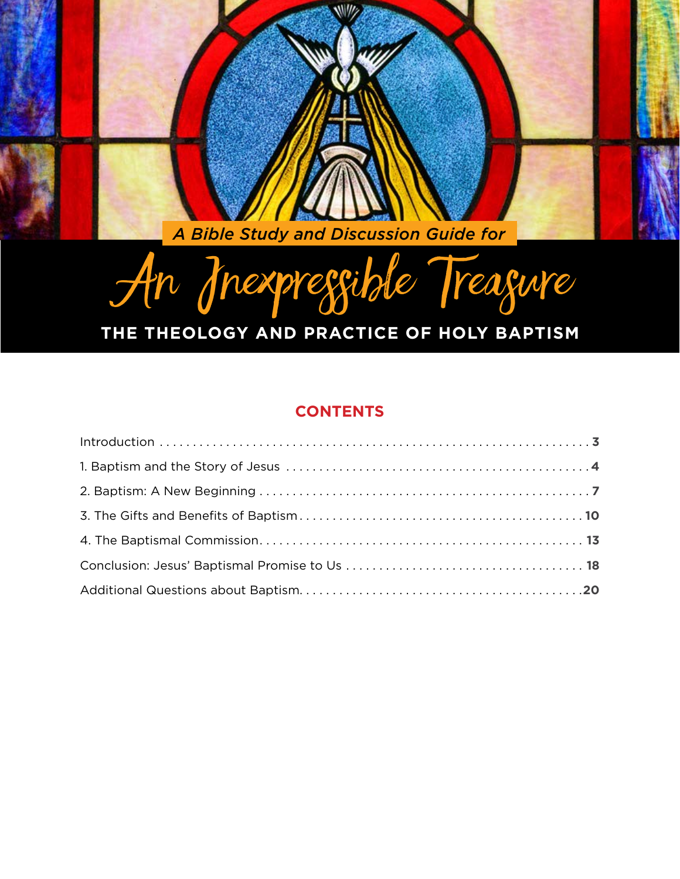*A Bible Study and Discussion Guide for*

# An Inexpressible Treasure

## THE THEOLOGY AND PRACTICE OF HOLY BAPTISM

### CONTENTS

Introduction . . . . . . . . . . . . . . . . . . . . . . . . . . . . . . . . . . . . . . . . . . . . . . . . . . . . . . . . . . . . . **3**

1. Baptism and the Story of Jesus . . . . . . . . . . . . . . . . . . . . . . . . . . . . . . . . . . . . . . . . . . . . . . **4**

2. Baptism: A New Beginning . . . . . . . . . . . . . . . . . . . . . . . . . . . . . . . . . . . . . . . . . . . . . . . . . . **7**

3. The Gifts and Benefits of Baptism . . . . . . . . . . . . . . . . . . . . . . . . . . . . . . . . . . . . . . . . . . . **10**

4. The Baptismal Commission . . . . . . . . . . . . . . . . . . . . . . . . . . . . . . . . . . . . . . . . . . . . . . . . . **13**

Conclusion: Jesus’ Baptismal Promise to Us . . . . . . . . . . . . . . . . . . . . . . . . . . . . . . . . . . . **18**

Additional Questions about Baptism . . . . . . . . . . . . . . . . . . . . . . . . . . . . . . . . . . . . . . . . . . **20**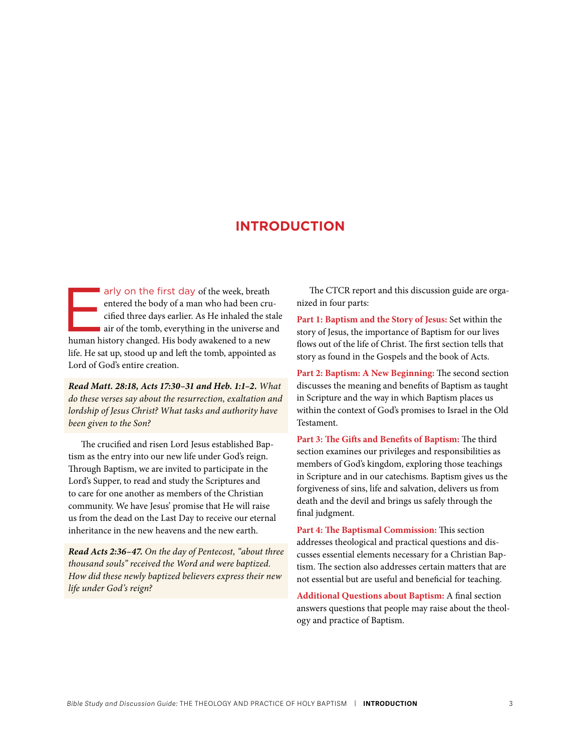# INTRODUCTION

Early on the first day of the week, breath entered the body of a man who had been crucified three days earlier. As He inhaled the stale air of the tomb, everything in the universe and human history changed. His body awakened to a new life. He sat up, stood up and left the tomb, appointed as Lord of God's entire creation.

***Read Matt. 28:18, Acts 17:30–31 and Heb. 1:1–2.*** *What do these verses say about the resurrection, exaltation and lordship of Jesus Christ? What tasks and authority have been given to the Son?*

The crucified and risen Lord Jesus established Baptism as the entry into our new life under God's reign. Through Baptism, we are invited to participate in the Lord's Supper, to read and study the Scriptures and to care for one another as members of the Christian community. We have Jesus' promise that He will raise us from the dead on the Last Day to receive our eternal inheritance in the new heavens and the new earth.

***Read Acts 2:36–47.*** *On the day of Pentecost, "about three thousand souls" received the Word and were baptized. How did these newly baptized believers express their new life under God's reign?*

The CTCR report and this discussion guide are organized in four parts:

**Part 1: Baptism and the Story of Jesus:** Set within the story of Jesus, the importance of Baptism for our lives flows out of the life of Christ. The first section tells that story as found in the Gospels and the book of Acts.

**Part 2: Baptism: A New Beginning:** The second section discusses the meaning and benefits of Baptism as taught in Scripture and the way in which Baptism places us within the context of God's promises to Israel in the Old Testament.

**Part 3: The Gifts and Benefits of Baptism:** The third section examines our privileges and responsibilities as members of God's kingdom, exploring those teachings in Scripture and in our catechisms. Baptism gives us the forgiveness of sins, life and salvation, delivers us from death and the devil and brings us safely through the final judgment.

**Part 4: The Baptismal Commission:** This section addresses theological and practical questions and discusses essential elements necessary for a Christian Baptism. The section also addresses certain matters that are not essential but are useful and beneficial for teaching.

**Additional Questions about Baptism:** A final section answers questions that people may raise about the theology and practice of Baptism.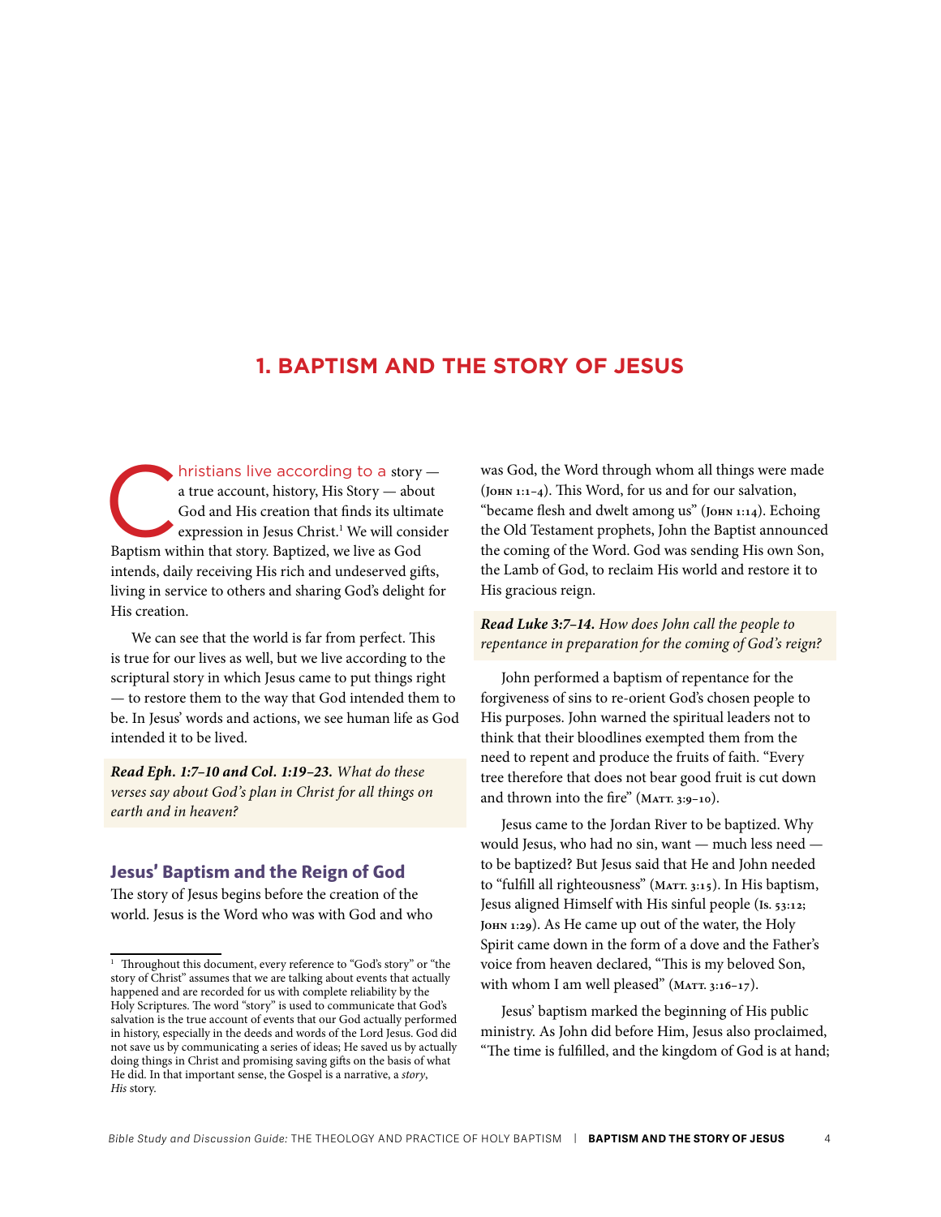# 1. BAPTISM AND THE STORY OF JESUS

Christians live according to a story — a true account, history, His Story — about God and His creation that finds its ultimate expression in Jesus Christ.[1] We will consider Baptism within that story. Baptized, we live as God intends, daily receiving His rich and undeserved gifts, living in service to others and sharing God's delight for His creation.

We can see that the world is far from perfect. This is true for our lives as well, but we live according to the scriptural story in which Jesus came to put things right — to restore them to the way that God intended them to be. In Jesus' words and actions, we see human life as God intended it to be lived.

***Read Eph. 1:7–10 and Col. 1:19–23.*** *What do these verses say about God's plan in Christ for all things on earth and in heaven?*

## Jesus' Baptism and the Reign of God

The story of Jesus begins before the creation of the world. Jesus is the Word who was with God and who was God, the Word through whom all things were made (John 1:1–4). This Word, for us and for our salvation, "became flesh and dwelt among us" (John 1:14). Echoing the Old Testament prophets, John the Baptist announced the coming of the Word. God was sending His own Son, the Lamb of God, to reclaim His world and restore it to His gracious reign.

***Read Luke 3:7–14.*** *How does John call the people to repentance in preparation for the coming of God's reign?*

John performed a baptism of repentance for the forgiveness of sins to re-orient God's chosen people to His purposes. John warned the spiritual leaders not to think that their bloodlines exempted them from the need to repent and produce the fruits of faith. "Every tree therefore that does not bear good fruit is cut down and thrown into the fire" (Matt. 3:9–10).

Jesus came to the Jordan River to be baptized. Why would Jesus, who had no sin, want — much less need — to be baptized? But Jesus said that He and John needed to "fulfill all righteousness" (Matt. 3:15). In His baptism, Jesus aligned Himself with His sinful people (Is. 53:12; John 1:29). As He came up out of the water, the Holy Spirit came down in the form of a dove and the Father's voice from heaven declared, "This is my beloved Son, with whom I am well pleased" (Matt. 3:16–17).

Jesus' baptism marked the beginning of His public ministry. As John did before Him, Jesus also proclaimed, "The time is fulfilled, and the kingdom of God is at hand;

---

[1] Throughout this document, every reference to "God's story" or "the story of Christ" assumes that we are talking about events that actually happened and are recorded for us with complete reliability by the Holy Scriptures. The word "story" is used to communicate that God's salvation is the true account of events that our God actually performed in history, especially in the deeds and words of the Lord Jesus. God did not save us by communicating a series of ideas; He saved us by actually doing things in Christ and promising saving gifts on the basis of what He did. In that important sense, the Gospel is a narrative, a *story*, *His* story.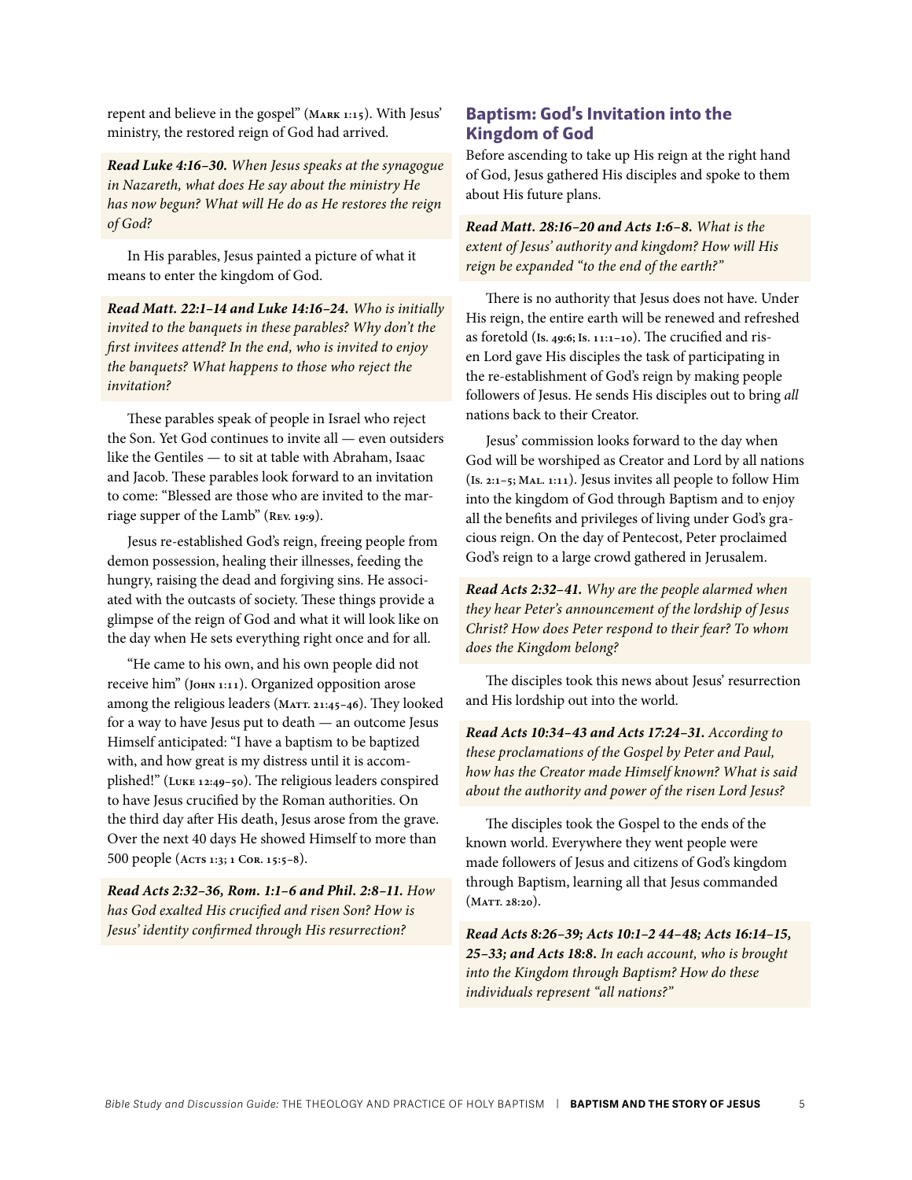repent and believe in the gospel" (Mark 1:15). With Jesus' ministry, the restored reign of God had arrived.

***Read Luke 4:16–30.*** *When Jesus speaks at the synagogue in Nazareth, what does He say about the ministry He has now begun? What will He do as He restores the reign of God?*

In His parables, Jesus painted a picture of what it means to enter the kingdom of God.

***Read Matt. 22:1–14 and Luke 14:16–24.*** *Who is initially invited to the banquets in these parables? Why don't the first invitees attend? In the end, who is invited to enjoy the banquets? What happens to those who reject the invitation?*

These parables speak of people in Israel who reject the Son. Yet God continues to invite all — even outsiders like the Gentiles — to sit at table with Abraham, Isaac and Jacob. These parables look forward to an invitation to come: "Blessed are those who are invited to the marriage supper of the Lamb" (Rev. 19:9).

Jesus re-established God's reign, freeing people from demon possession, healing their illnesses, feeding the hungry, raising the dead and forgiving sins. He associated with the outcasts of society. These things provide a glimpse of the reign of God and what it will look like on the day when He sets everything right once and for all.

"He came to his own, and his own people did not receive him" (John 1:11). Organized opposition arose among the religious leaders (Matt. 21:45–46). They looked for a way to have Jesus put to death — an outcome Jesus Himself anticipated: "I have a baptism to be baptized with, and how great is my distress until it is accomplished!" (Luke 12:49–50). The religious leaders conspired to have Jesus crucified by the Roman authorities. On the third day after His death, Jesus arose from the grave. Over the next 40 days He showed Himself to more than 500 people (Acts 1:3; 1 Cor. 15:5–8).

***Read Acts 2:32–36, Rom. 1:1–6 and Phil. 2:8–11.*** *How has God exalted His crucified and risen Son? How is Jesus' identity confirmed through His resurrection?*

## Baptism: God's Invitation into the Kingdom of God

Before ascending to take up His reign at the right hand of God, Jesus gathered His disciples and spoke to them about His future plans.

***Read Matt. 28:16–20 and Acts 1:6–8.*** *What is the extent of Jesus' authority and kingdom? How will His reign be expanded "to the end of the earth?"*

There is no authority that Jesus does not have. Under His reign, the entire earth will be renewed and refreshed as foretold (Is. 49:6; Is. 11:1–10). The crucified and risen Lord gave His disciples the task of participating in the re-establishment of God's reign by making people followers of Jesus. He sends His disciples out to bring *all* nations back to their Creator.

Jesus' commission looks forward to the day when God will be worshiped as Creator and Lord by all nations (Is. 2:1–5; Mal. 1:11). Jesus invites all people to follow Him into the kingdom of God through Baptism and to enjoy all the benefits and privileges of living under God's gracious reign. On the day of Pentecost, Peter proclaimed God's reign to a large crowd gathered in Jerusalem.

***Read Acts 2:32–41.*** *Why are the people alarmed when they hear Peter's announcement of the lordship of Jesus Christ? How does Peter respond to their fear? To whom does the Kingdom belong?*

The disciples took this news about Jesus' resurrection and His lordship out into the world.

***Read Acts 10:34–43 and Acts 17:24–31.*** *According to these proclamations of the Gospel by Peter and Paul, how has the Creator made Himself known? What is said about the authority and power of the risen Lord Jesus?*

The disciples took the Gospel to the ends of the known world. Everywhere they went people were made followers of Jesus and citizens of God's kingdom through Baptism, learning all that Jesus commanded (Matt. 28:20).

***Read Acts 8:26–39; Acts 10:1–2 44–48; Acts 16:14–15, 25–33; and Acts 18:8.*** *In each account, who is brought into the Kingdom through Baptism? How do these individuals represent "all nations?"*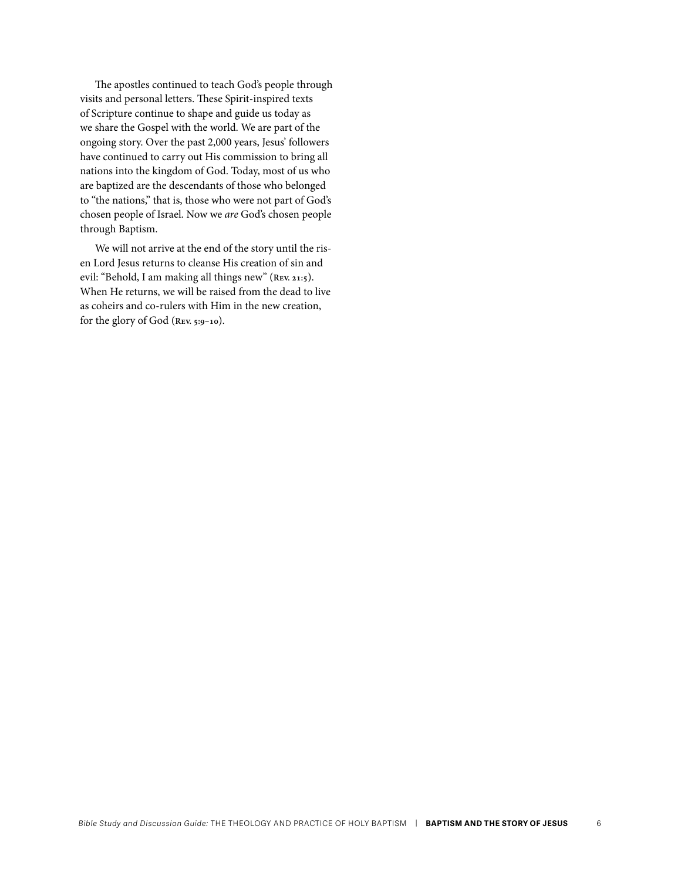The apostles continued to teach God's people through visits and personal letters. These Spirit-inspired texts of Scripture continue to shape and guide us today as we share the Gospel with the world. We are part of the ongoing story. Over the past 2,000 years, Jesus' followers have continued to carry out His commission to bring all nations into the kingdom of God. Today, most of us who are baptized are the descendants of those who belonged to "the nations," that is, those who were not part of God's chosen people of Israel. Now we *are* God's chosen people through Baptism.

We will not arrive at the end of the story until the risen Lord Jesus returns to cleanse His creation of sin and evil: "Behold, I am making all things new" (**Rev. 21:5**). When He returns, we will be raised from the dead to live as coheirs and co-rulers with Him in the new creation, for the glory of God (**Rev. 5:9–10**).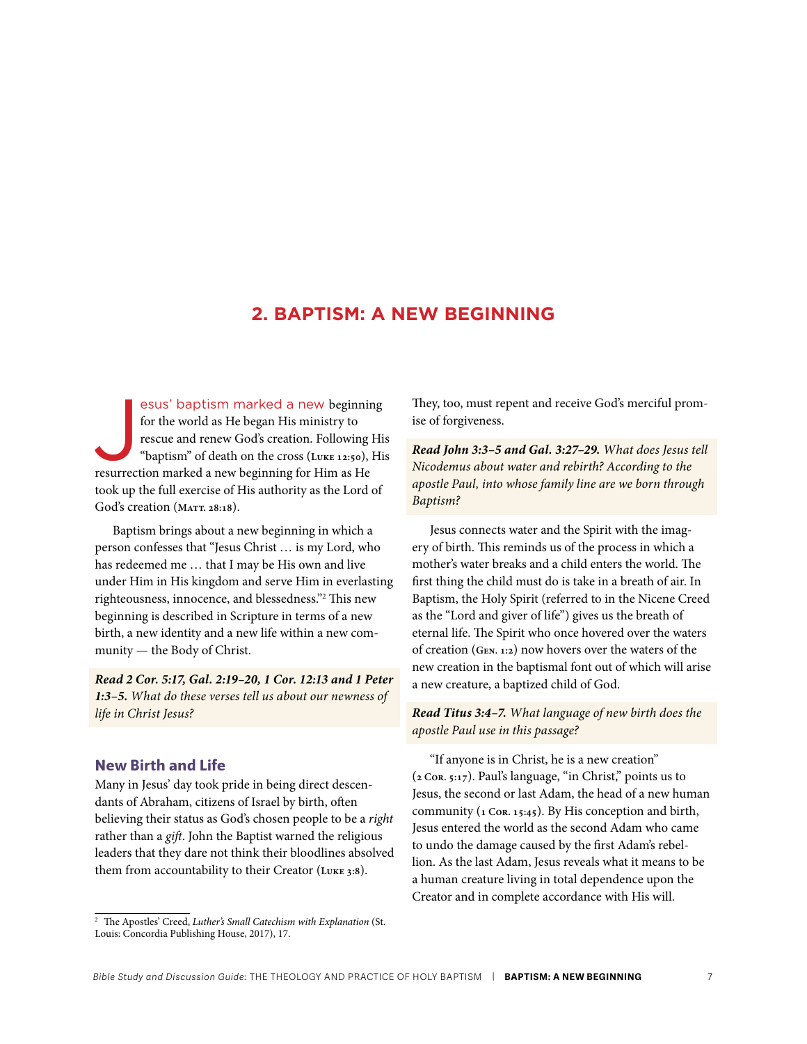## 2. BAPTISM: A NEW BEGINNING

Jesus' baptism marked a new beginning for the world as He began His ministry to rescue and renew God's creation. Following His "baptism" of death on the cross (Luke 12:50), His resurrection marked a new beginning for Him as He took up the full exercise of His authority as the Lord of God's creation (Matt. 28:18).

Baptism brings about a new beginning in which a person confesses that "Jesus Christ … is my Lord, who has redeemed me … that I may be His own and live under Him in His kingdom and serve Him in everlasting righteousness, innocence, and blessedness."[2] This new beginning is described in Scripture in terms of a new birth, a new identity and a new life within a new community — the Body of Christ.

***Read 2 Cor. 5:17, Gal. 2:19–20, 1 Cor. 12:13 and 1 Peter 1:3–5.*** *What do these verses tell us about our newness of life in Christ Jesus?*

### New Birth and Life

Many in Jesus' day took pride in being direct descendants of Abraham, citizens of Israel by birth, often believing their status as God's chosen people to be a *right* rather than a *gift*. John the Baptist warned the religious leaders that they dare not think their bloodlines absolved them from accountability to their Creator (Luke 3:8). They, too, must repent and receive God's merciful promise of forgiveness.

***Read John 3:3–5 and Gal. 3:27–29.*** *What does Jesus tell Nicodemus about water and rebirth? According to the apostle Paul, into whose family line are we born through Baptism?*

Jesus connects water and the Spirit with the imagery of birth. This reminds us of the process in which a mother's water breaks and a child enters the world. The first thing the child must do is take in a breath of air. In Baptism, the Holy Spirit (referred to in the Nicene Creed as the "Lord and giver of life") gives us the breath of eternal life. The Spirit who once hovered over the waters of creation (Gen. 1:2) now hovers over the waters of the new creation in the baptismal font out of which will arise a new creature, a baptized child of God.

***Read Titus 3:4–7.*** *What language of new birth does the apostle Paul use in this passage?*

"If anyone is in Christ, he is a new creation" (2 Cor. 5:17). Paul's language, "in Christ," points us to Jesus, the second or last Adam, the head of a new human community (1 Cor. 15:45). By His conception and birth, Jesus entered the world as the second Adam who came to undo the damage caused by the first Adam's rebellion. As the last Adam, Jesus reveals what it means to be a human creature living in total dependence upon the Creator and in complete accordance with His will.

---

[2] The Apostles' Creed, *Luther's Small Catechism with Explanation* (St. Louis: Concordia Publishing House, 2017), 17.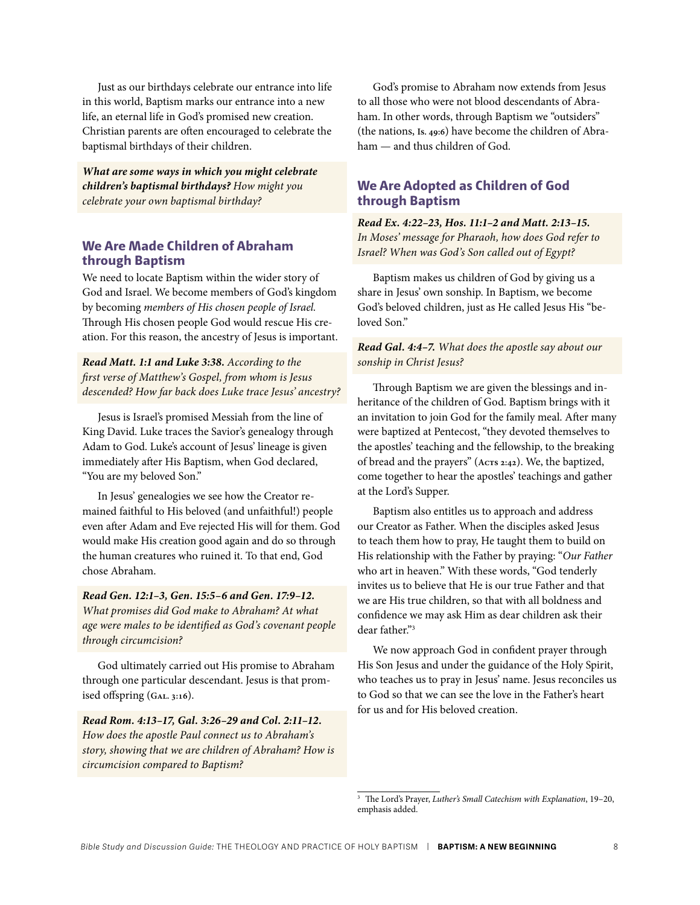Just as our birthdays celebrate our entrance into life in this world, Baptism marks our entrance into a new life, an eternal life in God's promised new creation. Christian parents are often encouraged to celebrate the baptismal birthdays of their children.

***What are some ways in which you might celebrate children's baptismal birthdays?*** *How might you celebrate your own baptismal birthday?*

## We Are Made Children of Abraham through Baptism

We need to locate Baptism within the wider story of God and Israel. We become members of God's kingdom by becoming *members of His chosen people of Israel.* Through His chosen people God would rescue His creation. For this reason, the ancestry of Jesus is important.

***Read Matt. 1:1 and Luke 3:38.*** *According to the first verse of Matthew's Gospel, from whom is Jesus descended? How far back does Luke trace Jesus' ancestry?*

Jesus is Israel's promised Messiah from the line of King David. Luke traces the Savior's genealogy through Adam to God. Luke's account of Jesus' lineage is given immediately after His Baptism, when God declared, "You are my beloved Son."

In Jesus' genealogies we see how the Creator remained faithful to His beloved (and unfaithful!) people even after Adam and Eve rejected His will for them. God would make His creation good again and do so through the human creatures who ruined it. To that end, God chose Abraham.

***Read Gen. 12:1–3, Gen. 15:5–6 and Gen. 17:9–12.*** *What promises did God make to Abraham? At what age were males to be identified as God's covenant people through circumcision?*

God ultimately carried out His promise to Abraham through one particular descendant. Jesus is that promised offspring (Gal. 3:16).

***Read Rom. 4:13–17, Gal. 3:26–29 and Col. 2:11–12.*** *How does the apostle Paul connect us to Abraham's story, showing that we are children of Abraham? How is circumcision compared to Baptism?*

God's promise to Abraham now extends from Jesus to all those who were not blood descendants of Abraham. In other words, through Baptism we "outsiders" (the nations, Is. 49:6) have become the children of Abraham — and thus children of God.

## We Are Adopted as Children of God through Baptism

***Read Ex. 4:22–23, Hos. 11:1–2 and Matt. 2:13–15.*** *In Moses' message for Pharaoh, how does God refer to Israel? When was God's Son called out of Egypt?*

Baptism makes us children of God by giving us a share in Jesus' own sonship. In Baptism, we become God's beloved children, just as He called Jesus His "beloved Son."

***Read Gal. 4:4–7.*** *What does the apostle say about our sonship in Christ Jesus?*

Through Baptism we are given the blessings and inheritance of the children of God. Baptism brings with it an invitation to join God for the family meal. After many were baptized at Pentecost, "they devoted themselves to the apostles' teaching and the fellowship, to the breaking of bread and the prayers" (Acts 2:42). We, the baptized, come together to hear the apostles' teachings and gather at the Lord's Supper.

Baptism also entitles us to approach and address our Creator as Father. When the disciples asked Jesus to teach them how to pray, He taught them to build on His relationship with the Father by praying: "*Our Father* who art in heaven." With these words, "God tenderly invites us to believe that He is our true Father and that we are His true children, so that with all boldness and confidence we may ask Him as dear children ask their dear father."[3]

We now approach God in confident prayer through His Son Jesus and under the guidance of the Holy Spirit, who teaches us to pray in Jesus' name. Jesus reconciles us to God so that we can see the love in the Father's heart for us and for His beloved creation.

---

[3] The Lord's Prayer, *Luther's Small Catechism with Explanation*, 19–20, emphasis added.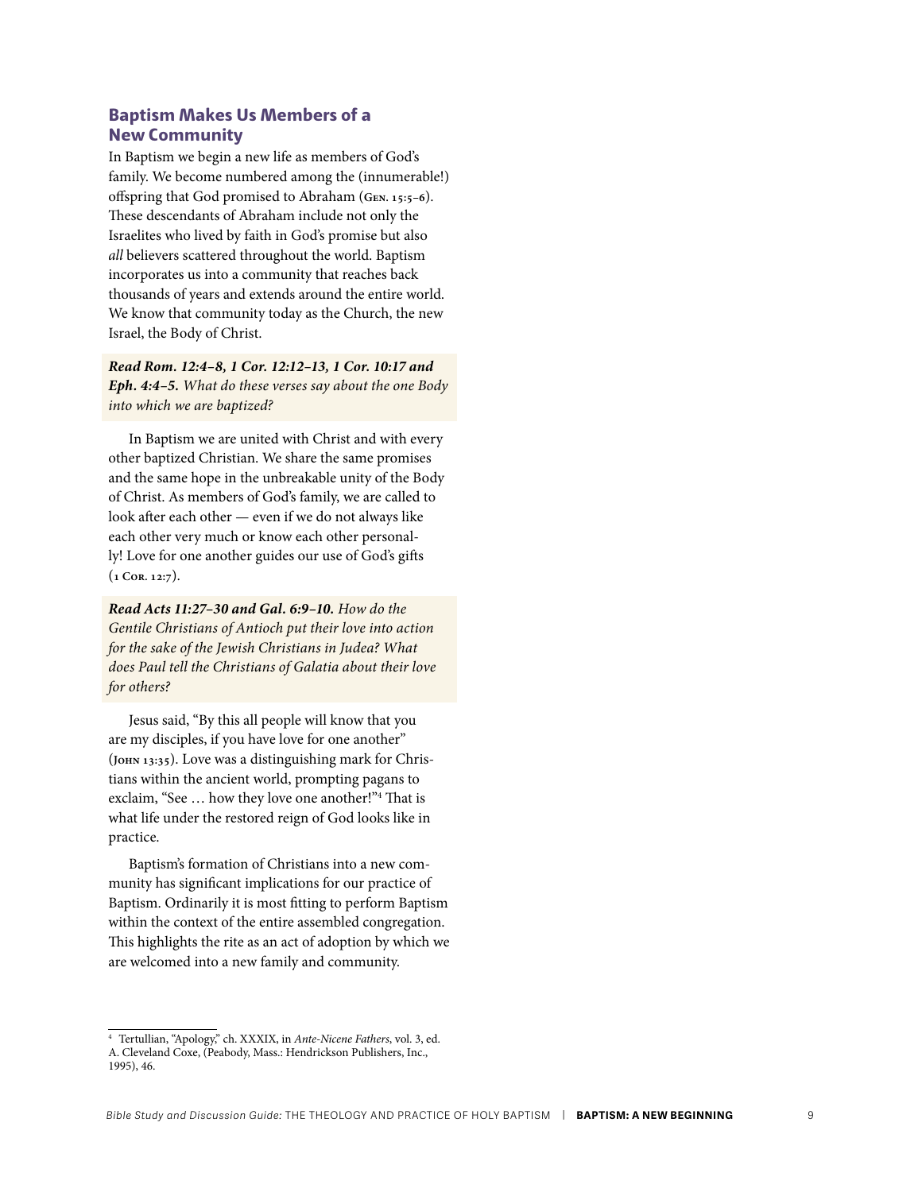## Baptism Makes Us Members of a New Community

In Baptism we begin a new life as members of God's family. We become numbered among the (innumerable!) offspring that God promised to Abraham (Gen. 15:5–6). These descendants of Abraham include not only the Israelites who lived by faith in God's promise but also *all* believers scattered throughout the world. Baptism incorporates us into a community that reaches back thousands of years and extends around the entire world. We know that community today as the Church, the new Israel, the Body of Christ.

***Read Rom. 12:4–8, 1 Cor. 12:12–13, 1 Cor. 10:17 and Eph. 4:4–5.*** *What do these verses say about the one Body into which we are baptized?*

In Baptism we are united with Christ and with every other baptized Christian. We share the same promises and the same hope in the unbreakable unity of the Body of Christ. As members of God's family, we are called to look after each other — even if we do not always like each other very much or know each other personally! Love for one another guides our use of God's gifts (1 Cor. 12:7).

***Read Acts 11:27–30 and Gal. 6:9–10.*** *How do the Gentile Christians of Antioch put their love into action for the sake of the Jewish Christians in Judea? What does Paul tell the Christians of Galatia about their love for others?*

Jesus said, "By this all people will know that you are my disciples, if you have love for one another" (John 13:35). Love was a distinguishing mark for Christians within the ancient world, prompting pagans to exclaim, "See … how they love one another!"[4] That is what life under the restored reign of God looks like in practice.

Baptism's formation of Christians into a new community has significant implications for our practice of Baptism. Ordinarily it is most fitting to perform Baptism within the context of the entire assembled congregation. This highlights the rite as an act of adoption by which we are welcomed into a new family and community.

---

[4] Tertullian, "Apology," ch. XXXIX, in *Ante-Nicene Fathers*, vol. 3, ed. A. Cleveland Coxe, (Peabody, Mass.: Hendrickson Publishers, Inc., 1995), 46.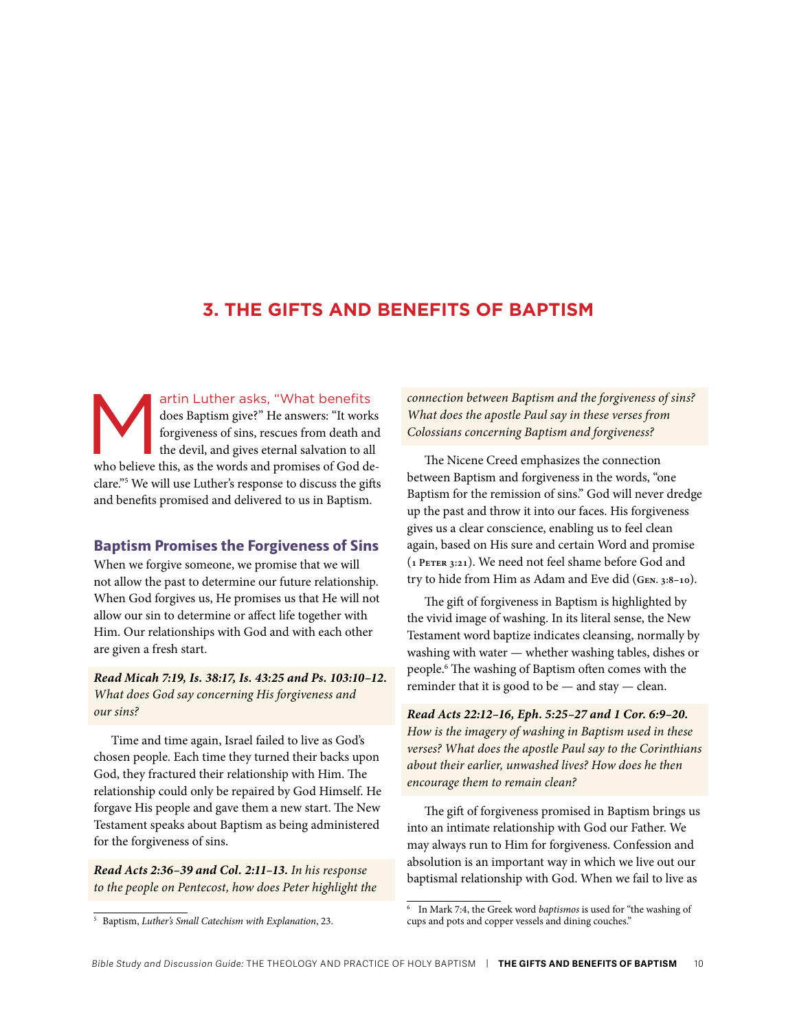## 3. THE GIFTS AND BENEFITS OF BAPTISM

Martin Luther asks, "What benefits does Baptism give?" He answers: "It works forgiveness of sins, rescues from death and the devil, and gives eternal salvation to all who believe this, as the words and promises of God declare."[5] We will use Luther's response to discuss the gifts and benefits promised and delivered to us in Baptism.

### Baptism Promises the Forgiveness of Sins

When we forgive someone, we promise that we will not allow the past to determine our future relationship. When God forgives us, He promises us that He will not allow our sin to determine or affect life together with Him. Our relationships with God and with each other are given a fresh start.

***Read Micah 7:19, Is. 38:17, Is. 43:25 and Ps. 103:10–12.*** *What does God say concerning His forgiveness and our sins?*

Time and time again, Israel failed to live as God's chosen people. Each time they turned their backs upon God, they fractured their relationship with Him. The relationship could only be repaired by God Himself. He forgave His people and gave them a new start. The New Testament speaks about Baptism as being administered for the forgiveness of sins.

***Read Acts 2:36–39 and Col. 2:11–13.*** *In his response to the people on Pentecost, how does Peter highlight the connection between Baptism and the forgiveness of sins? What does the apostle Paul say in these verses from Colossians concerning Baptism and forgiveness?*

The Nicene Creed emphasizes the connection between Baptism and forgiveness in the words, "one Baptism for the remission of sins." God will never dredge up the past and throw it into our faces. His forgiveness gives us a clear conscience, enabling us to feel clean again, based on His sure and certain Word and promise (1 Peter 3:21). We need not feel shame before God and try to hide from Him as Adam and Eve did (Gen. 3:8–10).

The gift of forgiveness in Baptism is highlighted by the vivid image of washing. In its literal sense, the New Testament word baptize indicates cleansing, normally by washing with water — whether washing tables, dishes or people.[6] The washing of Baptism often comes with the reminder that it is good to be — and stay — clean.

***Read Acts 22:12–16, Eph. 5:25–27 and 1 Cor. 6:9–20.*** *How is the imagery of washing in Baptism used in these verses? What does the apostle Paul say to the Corinthians about their earlier, unwashed lives? How does he then encourage them to remain clean?*

The gift of forgiveness promised in Baptism brings us into an intimate relationship with God our Father. We may always run to Him for forgiveness. Confession and absolution is an important way in which we live out our baptismal relationship with God. When we fail to live as

---

[5] Baptism, *Luther's Small Catechism with Explanation*, 23.

[6] In Mark 7:4, the Greek word *baptismos* is used for "the washing of cups and pots and copper vessels and dining couches."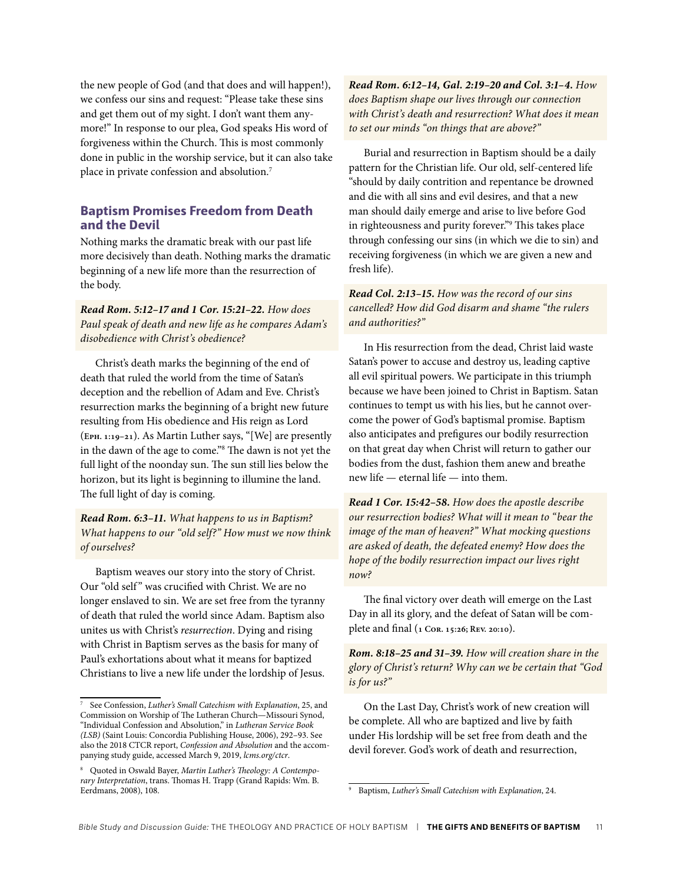the new people of God (and that does and will happen!), we confess our sins and request: "Please take these sins and get them out of my sight. I don't want them anymore!" In response to our plea, God speaks His word of forgiveness within the Church. This is most commonly done in public in the worship service, but it can also take place in private confession and absolution.[7]

## Baptism Promises Freedom from Death and the Devil

Nothing marks the dramatic break with our past life more decisively than death. Nothing marks the dramatic beginning of a new life more than the resurrection of the body.

***Read Rom. 5:12–17 and 1 Cor. 15:21–22.*** *How does Paul speak of death and new life as he compares Adam's disobedience with Christ's obedience?*

Christ's death marks the beginning of the end of death that ruled the world from the time of Satan's deception and the rebellion of Adam and Eve. Christ's resurrection marks the beginning of a bright new future resulting from His obedience and His reign as Lord (Eph. 1:19–21). As Martin Luther says, "[We] are presently in the dawn of the age to come."[8] The dawn is not yet the full light of the noonday sun. The sun still lies below the horizon, but its light is beginning to illumine the land. The full light of day is coming.

***Read Rom. 6:3–11.*** *What happens to us in Baptism? What happens to our "old self?" How must we now think of ourselves?*

Baptism weaves our story into the story of Christ. Our "old self" was crucified with Christ. We are no longer enslaved to sin. We are set free from the tyranny of death that ruled the world since Adam. Baptism also unites us with Christ's *resurrection*. Dying and rising with Christ in Baptism serves as the basis for many of Paul's exhortations about what it means for baptized Christians to live a new life under the lordship of Jesus.

***Read Rom. 6:12–14, Gal. 2:19–20 and Col. 3:1–4.*** *How does Baptism shape our lives through our connection with Christ's death and resurrection? What does it mean to set our minds "on things that are above?"*

Burial and resurrection in Baptism should be a daily pattern for the Christian life. Our old, self-centered life "should by daily contrition and repentance be drowned and die with all sins and evil desires, and that a new man should daily emerge and arise to live before God in righteousness and purity forever."[9] This takes place through confessing our sins (in which we die to sin) and receiving forgiveness (in which we are given a new and fresh life).

***Read Col. 2:13–15.*** *How was the record of our sins cancelled? How did God disarm and shame "the rulers and authorities?"*

In His resurrection from the dead, Christ laid waste Satan's power to accuse and destroy us, leading captive all evil spiritual powers. We participate in this triumph because we have been joined to Christ in Baptism. Satan continues to tempt us with his lies, but he cannot overcome the power of God's baptismal promise. Baptism also anticipates and prefigures our bodily resurrection on that great day when Christ will return to gather our bodies from the dust, fashion them anew and breathe new life — eternal life — into them.

***Read 1 Cor. 15:42–58.*** *How does the apostle describe our resurrection bodies? What will it mean to "bear the image of the man of heaven?" What mocking questions are asked of death, the defeated enemy? How does the hope of the bodily resurrection impact our lives right now?*

The final victory over death will emerge on the Last Day in all its glory, and the defeat of Satan will be complete and final (1 Cor. 15:26; Rev. 20:10).

***Rom. 8:18–25 and 31–39.*** *How will creation share in the glory of Christ's return? Why can we be certain that "God is for us?"*

On the Last Day, Christ's work of new creation will be complete. All who are baptized and live by faith under His lordship will be set free from death and the devil forever. God's work of death and resurrection,

---

[7] See Confession, *Luther's Small Catechism with Explanation*, 25, and Commission on Worship of The Lutheran Church—Missouri Synod, "Individual Confession and Absolution," in *Lutheran Service Book (LSB)* (Saint Louis: Concordia Publishing House, 2006), 292–93. See also the 2018 CTCR report, *Confession and Absolution* and the accompanying study guide, accessed March 9, 2019, *lcms.org/ctcr*.

[8] Quoted in Oswald Bayer, *Martin Luther's Theology: A Contemporary Interpretation*, trans. Thomas H. Trapp (Grand Rapids: Wm. B. Eerdmans, 2008), 108.

[9] Baptism, *Luther's Small Catechism with Explanation*, 24.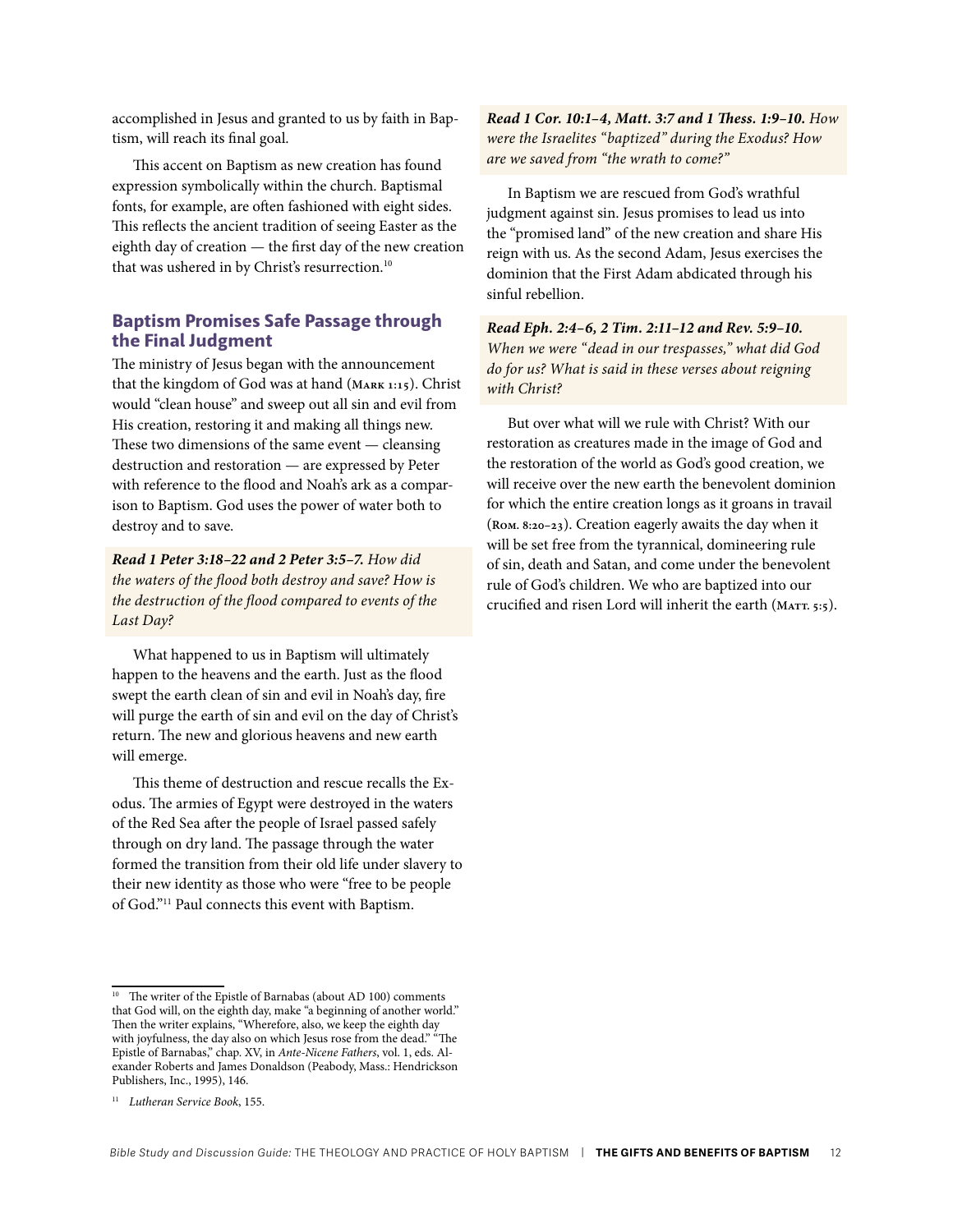accomplished in Jesus and granted to us by faith in Baptism, will reach its final goal.

This accent on Baptism as new creation has found expression symbolically within the church. Baptismal fonts, for example, are often fashioned with eight sides. This reflects the ancient tradition of seeing Easter as the eighth day of creation — the first day of the new creation that was ushered in by Christ's resurrection.[10]

## Baptism Promises Safe Passage through the Final Judgment

The ministry of Jesus began with the announcement that the kingdom of God was at hand (Mark 1:15). Christ would "clean house" and sweep out all sin and evil from His creation, restoring it and making all things new. These two dimensions of the same event — cleansing destruction and restoration — are expressed by Peter with reference to the flood and Noah's ark as a comparison to Baptism. God uses the power of water both to destroy and to save.

***Read 1 Peter 3:18–22 and 2 Peter 3:5–7.*** *How did the waters of the flood both destroy and save? How is the destruction of the flood compared to events of the Last Day?*

What happened to us in Baptism will ultimately happen to the heavens and the earth. Just as the flood swept the earth clean of sin and evil in Noah's day, fire will purge the earth of sin and evil on the day of Christ's return. The new and glorious heavens and new earth will emerge.

This theme of destruction and rescue recalls the Exodus. The armies of Egypt were destroyed in the waters of the Red Sea after the people of Israel passed safely through on dry land. The passage through the water formed the transition from their old life under slavery to their new identity as those who were "free to be people of God."[11] Paul connects this event with Baptism.

***Read 1 Cor. 10:1–4, Matt. 3:7 and 1 Thess. 1:9–10.*** *How were the Israelites "baptized" during the Exodus? How are we saved from "the wrath to come?"*

In Baptism we are rescued from God's wrathful judgment against sin. Jesus promises to lead us into the "promised land" of the new creation and share His reign with us. As the second Adam, Jesus exercises the dominion that the First Adam abdicated through his sinful rebellion.

***Read Eph. 2:4–6, 2 Tim. 2:11–12 and Rev. 5:9–10.*** *When we were "dead in our trespasses," what did God do for us? What is said in these verses about reigning with Christ?*

But over what will we rule with Christ? With our restoration as creatures made in the image of God and the restoration of the world as God's good creation, we will receive over the new earth the benevolent dominion for which the entire creation longs as it groans in travail (Rom. 8:20–23). Creation eagerly awaits the day when it will be set free from the tyrannical, domineering rule of sin, death and Satan, and come under the benevolent rule of God's children. We who are baptized into our crucified and risen Lord will inherit the earth (Matt. 5:5).

---

[10] The writer of the Epistle of Barnabas (about AD 100) comments that God will, on the eighth day, make "a beginning of another world." Then the writer explains, "Wherefore, also, we keep the eighth day with joyfulness, the day also on which Jesus rose from the dead." "The Epistle of Barnabas," chap. XV, in *Ante-Nicene Fathers*, vol. 1, eds. Alexander Roberts and James Donaldson (Peabody, Mass.: Hendrickson Publishers, Inc., 1995), 146.

[11] *Lutheran Service Book*, 155.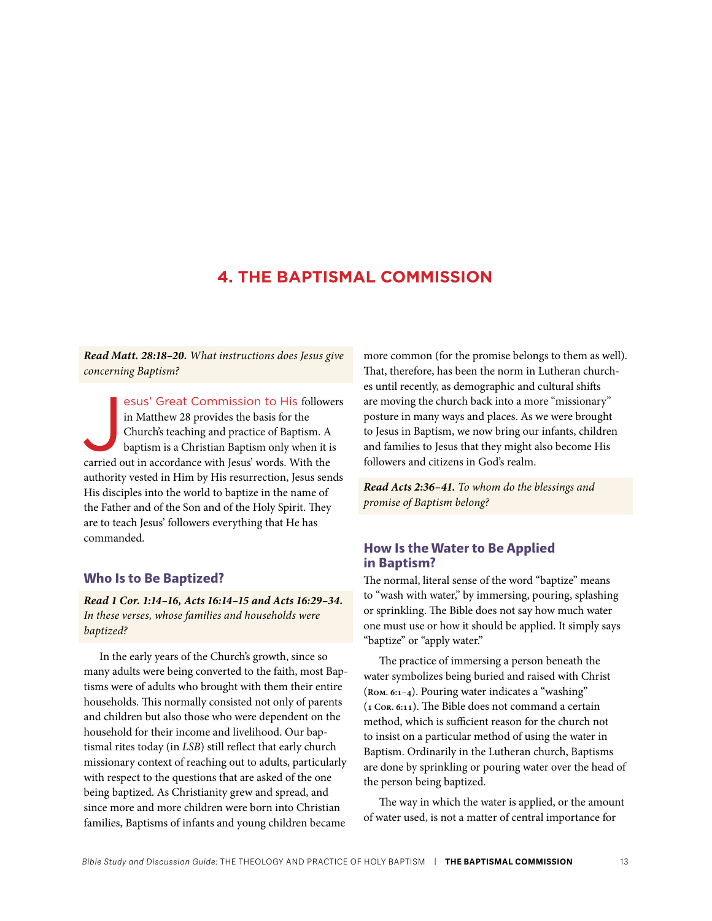## 4. THE BAPTISMAL COMMISSION

***Read Matt. 28:18–20.*** *What instructions does Jesus give concerning Baptism?*

Jesus' Great Commission to His followers in Matthew 28 provides the basis for the Church's teaching and practice of Baptism. A baptism is a Christian Baptism only when it is carried out in accordance with Jesus' words. With the authority vested in Him by His resurrection, Jesus sends His disciples into the world to baptize in the name of the Father and of the Son and of the Holy Spirit. They are to teach Jesus' followers everything that He has commanded.

### Who Is to Be Baptized?

***Read 1 Cor. 1:14–16, Acts 16:14–15 and Acts 16:29–34.*** *In these verses, whose families and households were baptized?*

In the early years of the Church's growth, since so many adults were being converted to the faith, most Baptisms were of adults who brought with them their entire households. This normally consisted not only of parents and children but also those who were dependent on the household for their income and livelihood. Our baptismal rites today (in *LSB*) still reflect that early church missionary context of reaching out to adults, particularly with respect to the questions that are asked of the one being baptized. As Christianity grew and spread, and since more and more children were born into Christian families, Baptisms of infants and young children became more common (for the promise belongs to them as well). That, therefore, has been the norm in Lutheran churches until recently, as demographic and cultural shifts are moving the church back into a more "missionary" posture in many ways and places. As we were brought to Jesus in Baptism, we now bring our infants, children and families to Jesus that they might also become His followers and citizens in God's realm.

***Read Acts 2:36–41.*** *To whom do the blessings and promise of Baptism belong?*

### How Is the Water to Be Applied in Baptism?

The normal, literal sense of the word "baptize" means to "wash with water," by immersing, pouring, splashing or sprinkling. The Bible does not say how much water one must use or how it should be applied. It simply says "baptize" or "apply water."

The practice of immersing a person beneath the water symbolizes being buried and raised with Christ (Rom. 6:1–4). Pouring water indicates a "washing" (1 Cor. 6:11). The Bible does not command a certain method, which is sufficient reason for the church not to insist on a particular method of using the water in Baptism. Ordinarily in the Lutheran church, Baptisms are done by sprinkling or pouring water over the head of the person being baptized.

The way in which the water is applied, or the amount of water used, is not a matter of central importance for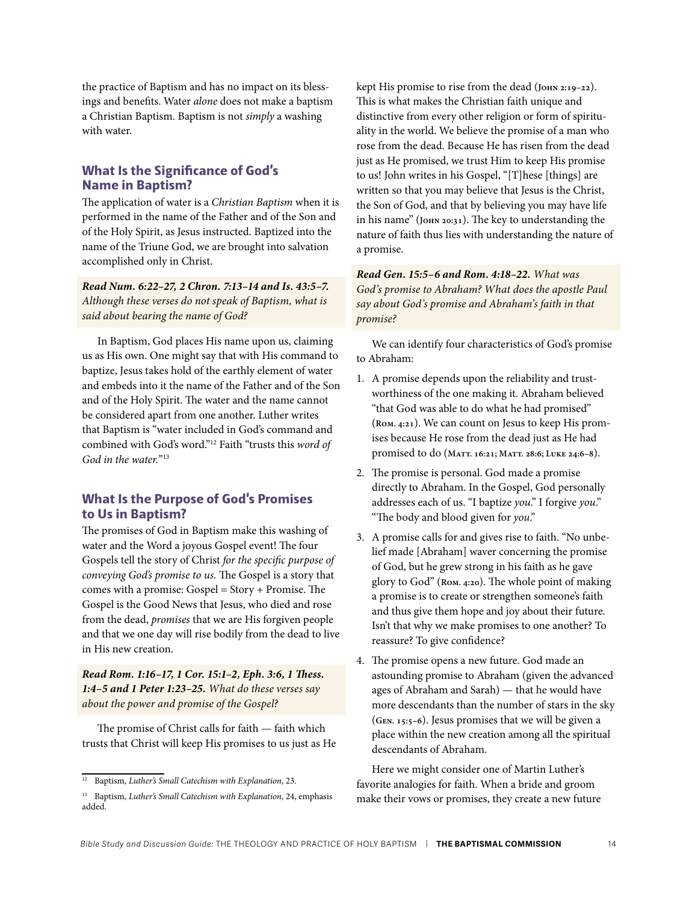the practice of Baptism and has no impact on its blessings and benefits. Water *alone* does not make a baptism a Christian Baptism. Baptism is not *simply* a washing with water.

## What Is the Significance of God's Name in Baptism?

The application of water is a *Christian Baptism* when it is performed in the name of the Father and of the Son and of the Holy Spirit, as Jesus instructed. Baptized into the name of the Triune God, we are brought into salvation accomplished only in Christ.

***Read Num. 6:22–27, 2 Chron. 7:13–14 and Is. 43:5–7.*** *Although these verses do not speak of Baptism, what is said about bearing the name of God?*

In Baptism, God places His name upon us, claiming us as His own. One might say that with His command to baptize, Jesus takes hold of the earthly element of water and embeds into it the name of the Father and of the Son and of the Holy Spirit. The water and the name cannot be considered apart from one another. Luther writes that Baptism is "water included in God's command and combined with God's word."[12] Faith "trusts this *word of God in the water.*"[13]

## What Is the Purpose of God's Promises to Us in Baptism?

The promises of God in Baptism make this washing of water and the Word a joyous Gospel event! The four Gospels tell the story of Christ *for the specific purpose of conveying God's promise to us.* The Gospel is a story that comes with a promise: Gospel = Story + Promise. The Gospel is the Good News that Jesus, who died and rose from the dead, *promises* that we are His forgiven people and that we one day will rise bodily from the dead to live in His new creation.

***Read Rom. 1:16–17, 1 Cor. 15:1–2, Eph. 3:6, 1 Thess. 1:4–5 and 1 Peter 1:23–25.*** *What do these verses say about the power and promise of the Gospel?*

The promise of Christ calls for faith — faith which trusts that Christ will keep His promises to us just as He kept His promise to rise from the dead (John 2:19–22). This is what makes the Christian faith unique and distinctive from every other religion or form of spirituality in the world. We believe the promise of a man who rose from the dead. Because He has risen from the dead just as He promised, we trust Him to keep His promise to us! John writes in his Gospel, "[T]hese [things] are written so that you may believe that Jesus is the Christ, the Son of God, and that by believing you may have life in his name" (John 20:31). The key to understanding the nature of faith thus lies with understanding the nature of a promise.

***Read Gen. 15:5–6 and Rom. 4:18–22.*** *What was God's promise to Abraham? What does the apostle Paul say about God's promise and Abraham's faith in that promise?*

We can identify four characteristics of God's promise to Abraham:

1. A promise depends upon the reliability and trustworthiness of the one making it. Abraham believed "that God was able to do what he had promised" (Rom. 4:21). We can count on Jesus to keep His promises because He rose from the dead just as He had promised to do (Matt. 16:21; Matt. 28:6; Luke 24:6–8).
2. The promise is personal. God made a promise directly to Abraham. In the Gospel, God personally addresses each of us. "I baptize *you*." I forgive *you*." "The body and blood given for *you*."
3. A promise calls for and gives rise to faith. "No unbelief made [Abraham] waver concerning the promise of God, but he grew strong in his faith as he gave glory to God" (Rom. 4:20). The whole point of making a promise is to create or strengthen someone's faith and thus give them hope and joy about their future. Isn't that why we make promises to one another? To reassure? To give confidence?
4. The promise opens a new future. God made an astounding promise to Abraham (given the advanced ages of Abraham and Sarah) — that he would have more descendants than the number of stars in the sky (Gen. 15:5–6). Jesus promises that we will be given a place within the new creation among all the spiritual descendants of Abraham.

Here we might consider one of Martin Luther's favorite analogies for faith. When a bride and groom make their vows or promises, they create a new future

---

[12] Baptism, *Luther's Small Catechism with Explanation*, 23.

[13] Baptism, *Luther's Small Catechism with Explanation*, 24, emphasis added.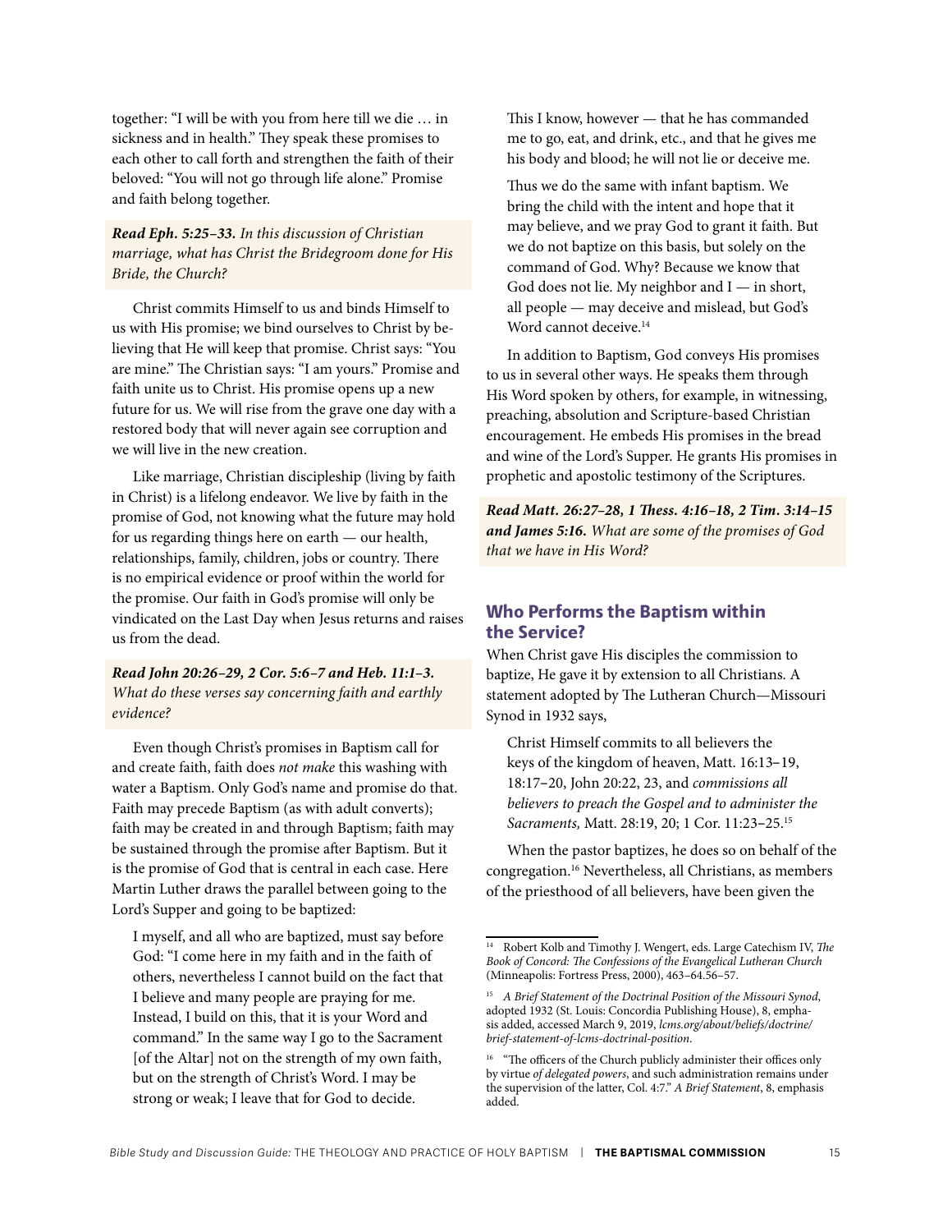together: "I will be with you from here till we die … in sickness and in health." They speak these promises to each other to call forth and strengthen the faith of their beloved: "You will not go through life alone." Promise and faith belong together.

***Read Eph. 5:25–33.*** *In this discussion of Christian marriage, what has Christ the Bridegroom done for His Bride, the Church?*

Christ commits Himself to us and binds Himself to us with His promise; we bind ourselves to Christ by believing that He will keep that promise. Christ says: "You are mine." The Christian says: "I am yours." Promise and faith unite us to Christ. His promise opens up a new future for us. We will rise from the grave one day with a restored body that will never again see corruption and we will live in the new creation.

Like marriage, Christian discipleship (living by faith in Christ) is a lifelong endeavor. We live by faith in the promise of God, not knowing what the future may hold for us regarding things here on earth — our health, relationships, family, children, jobs or country. There is no empirical evidence or proof within the world for the promise. Our faith in God's promise will only be vindicated on the Last Day when Jesus returns and raises us from the dead.

***Read John 20:26–29, 2 Cor. 5:6–7 and Heb. 11:1–3.*** *What do these verses say concerning faith and earthly evidence?*

Even though Christ's promises in Baptism call for and create faith, faith does *not make* this washing with water a Baptism. Only God's name and promise do that. Faith may precede Baptism (as with adult converts); faith may be created in and through Baptism; faith may be sustained through the promise after Baptism. But it is the promise of God that is central in each case. Here Martin Luther draws the parallel between going to the Lord's Supper and going to be baptized:

> I myself, and all who are baptized, must say before God: "I come here in my faith and in the faith of others, nevertheless I cannot build on the fact that I believe and many people are praying for me. Instead, I build on this, that it is your Word and command." In the same way I go to the Sacrament [of the Altar] not on the strength of my own faith, but on the strength of Christ's Word. I may be strong or weak; I leave that for God to decide.
>
> This I know, however — that he has commanded me to go, eat, and drink, etc., and that he gives me his body and blood; he will not lie or deceive me.
>
> Thus we do the same with infant baptism. We bring the child with the intent and hope that it may believe, and we pray God to grant it faith. But we do not baptize on this basis, but solely on the command of God. Why? Because we know that God does not lie. My neighbor and I — in short, all people — may deceive and mislead, but God's Word cannot deceive.[14]

In addition to Baptism, God conveys His promises to us in several other ways. He speaks them through His Word spoken by others, for example, in witnessing, preaching, absolution and Scripture-based Christian encouragement. He embeds His promises in the bread and wine of the Lord's Supper. He grants His promises in prophetic and apostolic testimony of the Scriptures.

***Read Matt. 26:27–28, 1 Thess. 4:16–18, 2 Tim. 3:14–15 and James 5:16.*** *What are some of the promises of God that we have in His Word?*

## Who Performs the Baptism within the Service?

When Christ gave His disciples the commission to baptize, He gave it by extension to all Christians. A statement adopted by The Lutheran Church—Missouri Synod in 1932 says,

> Christ Himself commits to all believers the keys of the kingdom of heaven, Matt. 16:13–19, 18:17–20, John 20:22, 23, and *commissions all believers to preach the Gospel and to administer the Sacraments,* Matt. 28:19, 20; 1 Cor. 11:23–25.[15]

When the pastor baptizes, he does so on behalf of the congregation.[16] Nevertheless, all Christians, as members of the priesthood of all believers, have been given the

---

[14] Robert Kolb and Timothy J. Wengert, eds. Large Catechism IV, *The Book of Concord: The Confessions of the Evangelical Lutheran Church* (Minneapolis: Fortress Press, 2000), 463–64.56–57.

[15] *A Brief Statement of the Doctrinal Position of the Missouri Synod*, adopted 1932 (St. Louis: Concordia Publishing House), 8, emphasis added, accessed March 9, 2019, *lcms.org/about/beliefs/doctrine/brief-statement-of-lcms-doctrinal-position*.

[16] "The officers of the Church publicly administer their offices only by virtue *of delegated powers*, and such administration remains under the supervision of the latter, Col. 4:7." *A Brief Statement*, 8, emphasis added.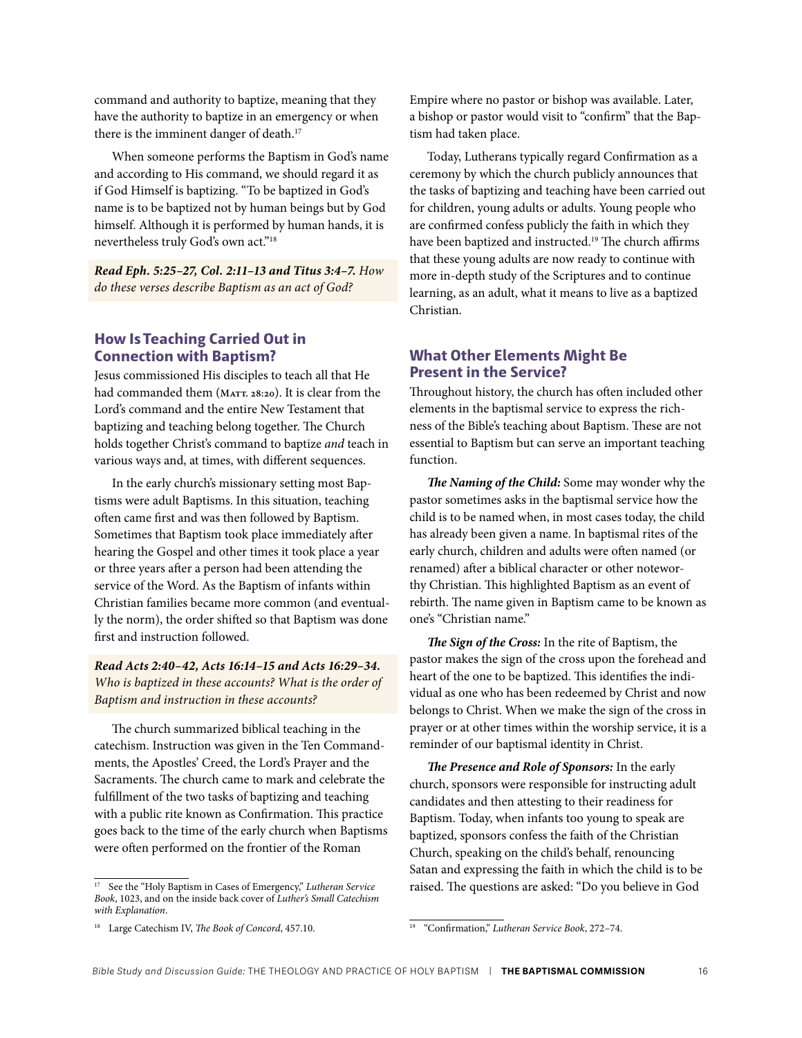command and authority to baptize, meaning that they have the authority to baptize in an emergency or when there is the imminent danger of death.[17]

When someone performs the Baptism in God's name and according to His command, we should regard it as if God Himself is baptizing. "To be baptized in God's name is to be baptized not by human beings but by God himself. Although it is performed by human hands, it is nevertheless truly God's own act."[18]

***Read Eph. 5:25–27, Col. 2:11–13 and Titus 3:4–7.*** *How do these verses describe Baptism as an act of God?*

## How Is Teaching Carried Out in Connection with Baptism?

Jesus commissioned His disciples to teach all that He had commanded them (Matt. 28:20). It is clear from the Lord's command and the entire New Testament that baptizing and teaching belong together. The Church holds together Christ's command to baptize *and* teach in various ways and, at times, with different sequences.

In the early church's missionary setting most Baptisms were adult Baptisms. In this situation, teaching often came first and was then followed by Baptism. Sometimes that Baptism took place immediately after hearing the Gospel and other times it took place a year or three years after a person had been attending the service of the Word. As the Baptism of infants within Christian families became more common (and eventually the norm), the order shifted so that Baptism was done first and instruction followed.

***Read Acts 2:40–42, Acts 16:14–15 and Acts 16:29–34.*** *Who is baptized in these accounts? What is the order of Baptism and instruction in these accounts?*

The church summarized biblical teaching in the catechism. Instruction was given in the Ten Commandments, the Apostles' Creed, the Lord's Prayer and the Sacraments. The church came to mark and celebrate the fulfillment of the two tasks of baptizing and teaching with a public rite known as Confirmation. This practice goes back to the time of the early church when Baptisms were often performed on the frontier of the Roman Empire where no pastor or bishop was available. Later, a bishop or pastor would visit to "confirm" that the Baptism had taken place.

Today, Lutherans typically regard Confirmation as a ceremony by which the church publicly announces that the tasks of baptizing and teaching have been carried out for children, young adults or adults. Young people who are confirmed confess publicly the faith in which they have been baptized and instructed.[19] The church affirms that these young adults are now ready to continue with more in-depth study of the Scriptures and to continue learning, as an adult, what it means to live as a baptized Christian.

## What Other Elements Might Be Present in the Service?

Throughout history, the church has often included other elements in the baptismal service to express the richness of the Bible's teaching about Baptism. These are not essential to Baptism but can serve an important teaching function.

***The Naming of the Child:*** Some may wonder why the pastor sometimes asks in the baptismal service how the child is to be named when, in most cases today, the child has already been given a name. In baptismal rites of the early church, children and adults were often named (or renamed) after a biblical character or other noteworthy Christian. This highlighted Baptism as an event of rebirth. The name given in Baptism came to be known as one's "Christian name."

***The Sign of the Cross:*** In the rite of Baptism, the pastor makes the sign of the cross upon the forehead and heart of the one to be baptized. This identifies the individual as one who has been redeemed by Christ and now belongs to Christ. When we make the sign of the cross in prayer or at other times within the worship service, it is a reminder of our baptismal identity in Christ.

***The Presence and Role of Sponsors:*** In the early church, sponsors were responsible for instructing adult candidates and then attesting to their readiness for Baptism. Today, when infants too young to speak are baptized, sponsors confess the faith of the Christian Church, speaking on the child's behalf, renouncing Satan and expressing the faith in which the child is to be raised. The questions are asked: "Do you believe in God

---

[17] See the "Holy Baptism in Cases of Emergency," *Lutheran Service Book*, 1023, and on the inside back cover of *Luther's Small Catechism with Explanation*.

[18] Large Catechism IV, *The Book of Concord*, 457.10.

[19] "Confirmation," *Lutheran Service Book*, 272–74.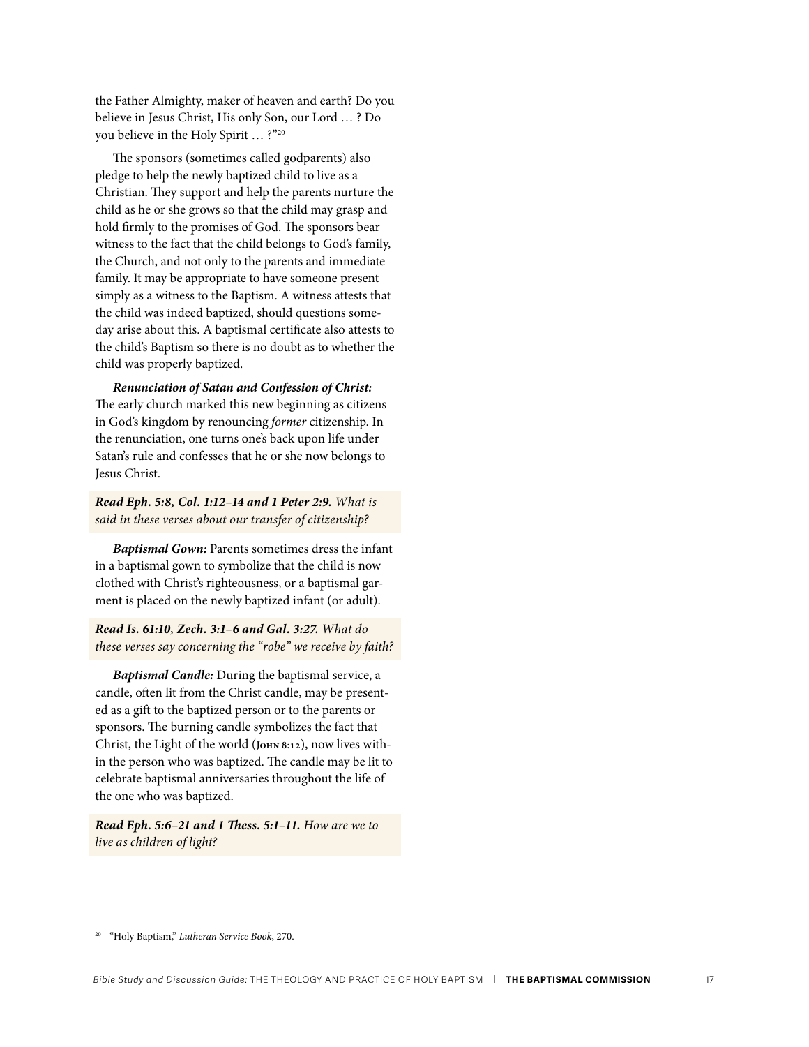the Father Almighty, maker of heaven and earth? Do you believe in Jesus Christ, His only Son, our Lord … ? Do you believe in the Holy Spirit … ?"[20]

The sponsors (sometimes called godparents) also pledge to help the newly baptized child to live as a Christian. They support and help the parents nurture the child as he or she grows so that the child may grasp and hold firmly to the promises of God. The sponsors bear witness to the fact that the child belongs to God's family, the Church, and not only to the parents and immediate family. It may be appropriate to have someone present simply as a witness to the Baptism. A witness attests that the child was indeed baptized, should questions someday arise about this. A baptismal certificate also attests to the child's Baptism so there is no doubt as to whether the child was properly baptized.

***Renunciation of Satan and Confession of Christ:*** The early church marked this new beginning as citizens in God's kingdom by renouncing *former* citizenship. In the renunciation, one turns one's back upon life under Satan's rule and confesses that he or she now belongs to Jesus Christ.

***Read Eph. 5:8, Col. 1:12–14 and 1 Peter 2:9.*** *What is said in these verses about our transfer of citizenship?*

***Baptismal Gown:*** Parents sometimes dress the infant in a baptismal gown to symbolize that the child is now clothed with Christ's righteousness, or a baptismal garment is placed on the newly baptized infant (or adult).

***Read Is. 61:10, Zech. 3:1–6 and Gal. 3:27.*** *What do these verses say concerning the "robe" we receive by faith?*

***Baptismal Candle:*** During the baptismal service, a candle, often lit from the Christ candle, may be presented as a gift to the baptized person or to the parents or sponsors. The burning candle symbolizes the fact that Christ, the Light of the world (John 8:12), now lives within the person who was baptized. The candle may be lit to celebrate baptismal anniversaries throughout the life of the one who was baptized.

***Read Eph. 5:6–21 and 1 Thess. 5:1–11.*** *How are we to live as children of light?*

---

[20] "Holy Baptism," *Lutheran Service Book*, 270.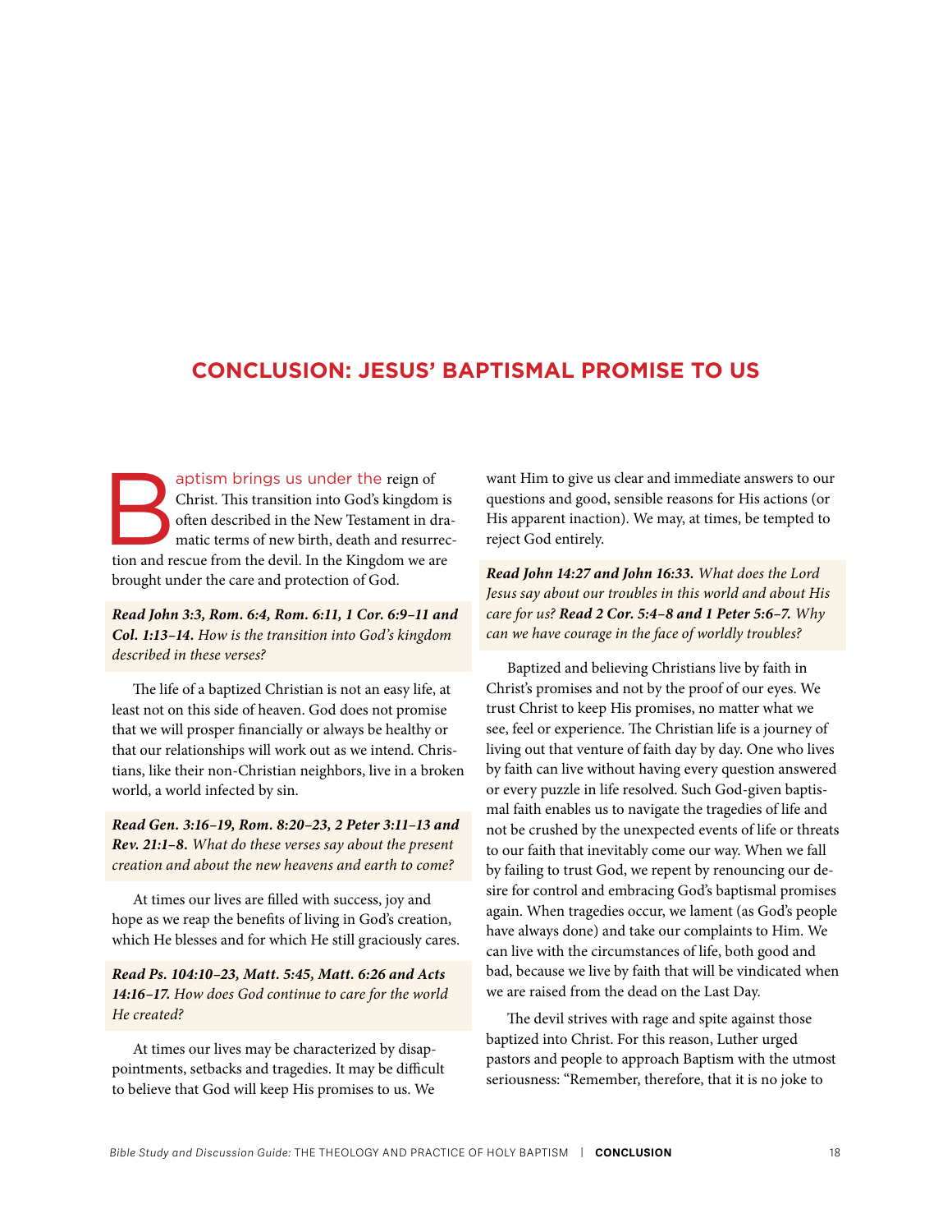## CONCLUSION: JESUS' BAPTISMAL PROMISE TO US

Baptism brings us under the reign of Christ. This transition into God's kingdom is often described in the New Testament in dramatic terms of new birth, death and resurrection and rescue from the devil. In the Kingdom we are brought under the care and protection of God.

***Read John 3:3, Rom. 6:4, Rom. 6:11, 1 Cor. 6:9–11 and Col. 1:13–14.*** *How is the transition into God's kingdom described in these verses?*

The life of a baptized Christian is not an easy life, at least not on this side of heaven. God does not promise that we will prosper financially or always be healthy or that our relationships will work out as we intend. Christians, like their non-Christian neighbors, live in a broken world, a world infected by sin.

***Read Gen. 3:16–19, Rom. 8:20–23, 2 Peter 3:11–13 and Rev. 21:1–8.*** *What do these verses say about the present creation and about the new heavens and earth to come?*

At times our lives are filled with success, joy and hope as we reap the benefits of living in God's creation, which He blesses and for which He still graciously cares.

***Read Ps. 104:10–23, Matt. 5:45, Matt. 6:26 and Acts 14:16–17.*** *How does God continue to care for the world He created?*

At times our lives may be characterized by disappointments, setbacks and tragedies. It may be difficult to believe that God will keep His promises to us. We want Him to give us clear and immediate answers to our questions and good, sensible reasons for His actions (or His apparent inaction). We may, at times, be tempted to reject God entirely.

***Read John 14:27 and John 16:33.*** *What does the Lord Jesus say about our troubles in this world and about His care for us?* ***Read 2 Cor. 5:4–8 and 1 Peter 5:6–7.*** *Why can we have courage in the face of worldly troubles?*

Baptized and believing Christians live by faith in Christ's promises and not by the proof of our eyes. We trust Christ to keep His promises, no matter what we see, feel or experience. The Christian life is a journey of living out that venture of faith day by day. One who lives by faith can live without having every question answered or every puzzle in life resolved. Such God-given baptismal faith enables us to navigate the tragedies of life and not be crushed by the unexpected events of life or threats to our faith that inevitably come our way. When we fall by failing to trust God, we repent by renouncing our desire for control and embracing God's baptismal promises again. When tragedies occur, we lament (as God's people have always done) and take our complaints to Him. We can live with the circumstances of life, both good and bad, because we live by faith that will be vindicated when we are raised from the dead on the Last Day.

The devil strives with rage and spite against those baptized into Christ. For this reason, Luther urged pastors and people to approach Baptism with the utmost seriousness: "Remember, therefore, that it is no joke to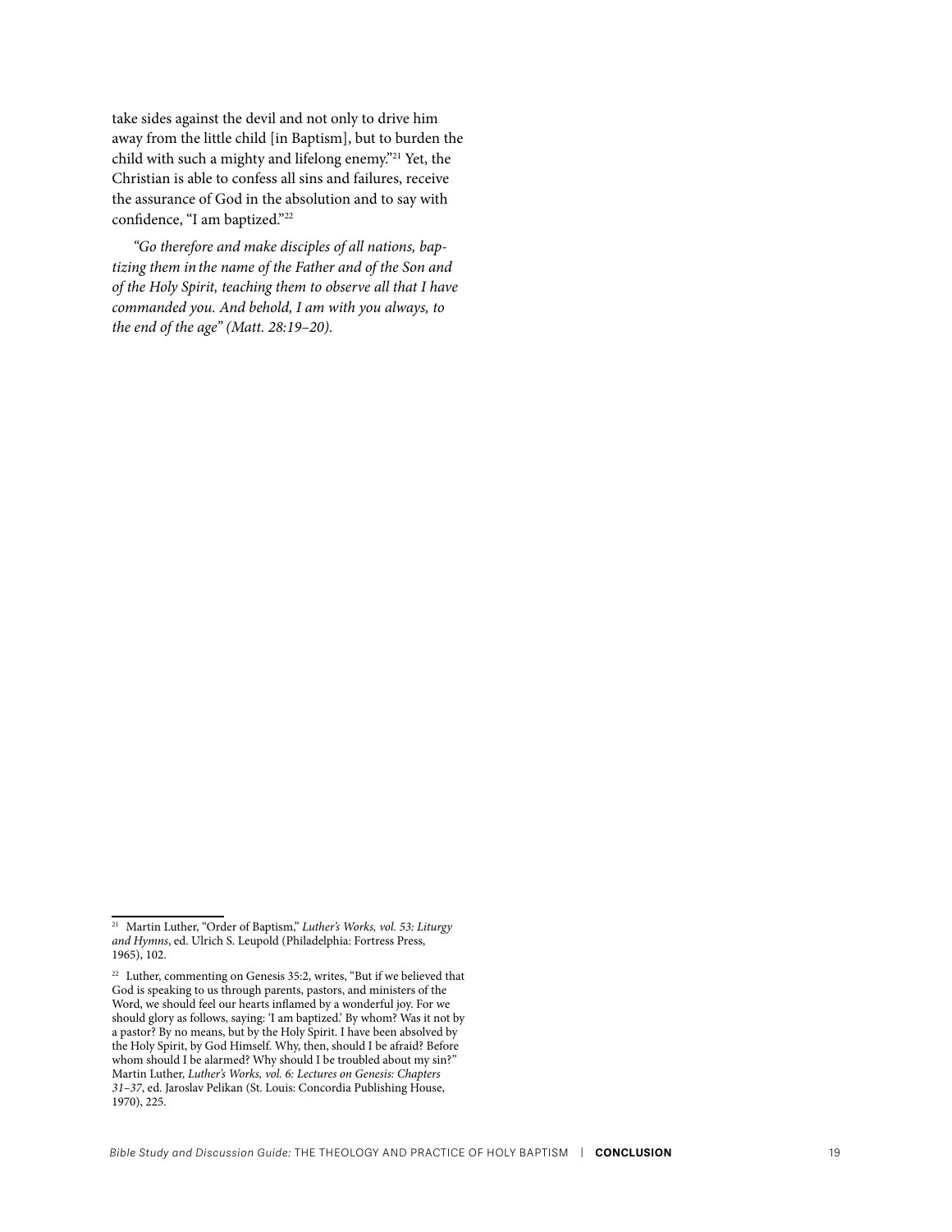take sides against the devil and not only to drive him away from the little child [in Baptism], but to burden the child with such a mighty and lifelong enemy."[21] Yet, the Christian is able to confess all sins and failures, receive the assurance of God in the absolution and to say with confidence, "I am baptized."[22]

*"Go therefore and make disciples of all nations, baptizing them in the name of the Father and of the Son and of the Holy Spirit, teaching them to observe all that I have commanded you. And behold, I am with you always, to the end of the age" (Matt. 28:19–20).*

---

[21] Martin Luther, "Order of Baptism," *Luther's Works, vol. 53: Liturgy and Hymns*, ed. Ulrich S. Leupold (Philadelphia: Fortress Press, 1965), 102.

[22] Luther, commenting on Genesis 35:2, writes, "But if we believed that God is speaking to us through parents, pastors, and ministers of the Word, we should feel our hearts inflamed by a wonderful joy. For we should glory as follows, saying: 'I am baptized.' By whom? Was it not by a pastor? By no means, but by the Holy Spirit. I have been absolved by the Holy Spirit, by God Himself. Why, then, should I be afraid? Before whom should I be alarmed? Why should I be troubled about my sin?" Martin Luther, *Luther's Works, vol. 6: Lectures on Genesis: Chapters 31–37*, ed. Jaroslav Pelikan (St. Louis: Concordia Publishing House, 1970), 225.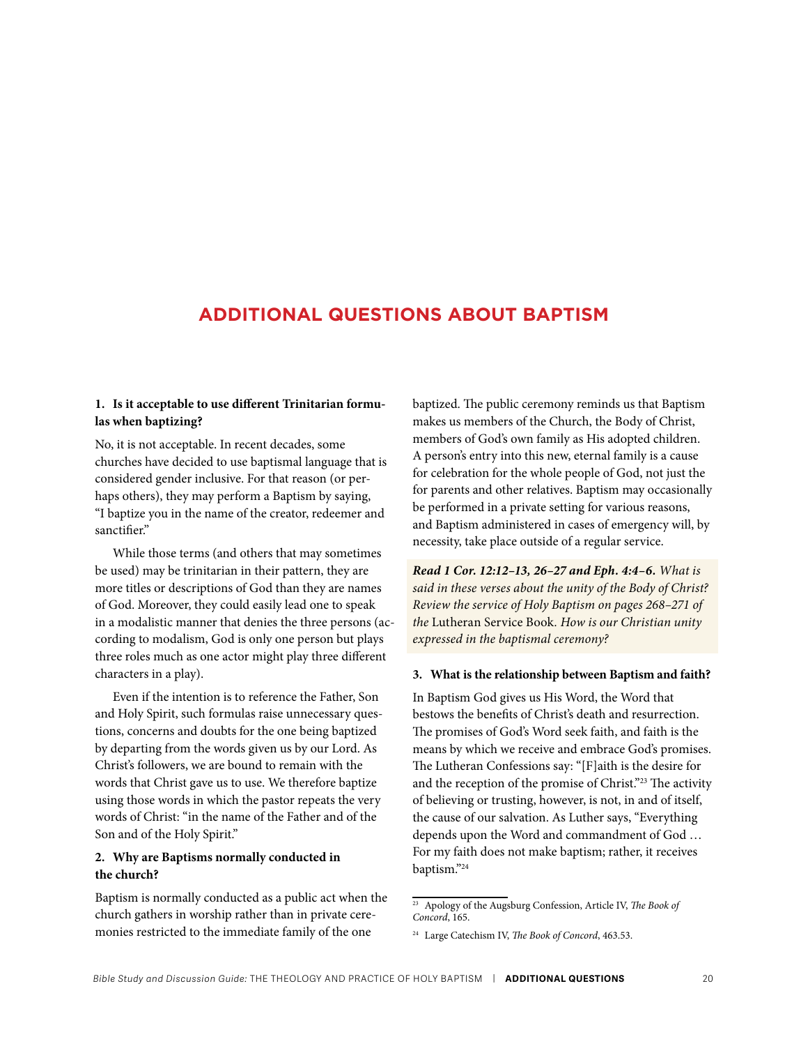# ADDITIONAL QUESTIONS ABOUT BAPTISM

**1. Is it acceptable to use different Trinitarian formulas when baptizing?**

No, it is not acceptable. In recent decades, some churches have decided to use baptismal language that is considered gender inclusive. For that reason (or perhaps others), they may perform a Baptism by saying, "I baptize you in the name of the creator, redeemer and sanctifier."

While those terms (and others that may sometimes be used) may be trinitarian in their pattern, they are more titles or descriptions of God than they are names of God. Moreover, they could easily lead one to speak in a modalistic manner that denies the three persons (according to modalism, God is only one person but plays three roles much as one actor might play three different characters in a play).

Even if the intention is to reference the Father, Son and Holy Spirit, such formulas raise unnecessary questions, concerns and doubts for the one being baptized by departing from the words given us by our Lord. As Christ's followers, we are bound to remain with the words that Christ gave us to use. We therefore baptize using those words in which the pastor repeats the very words of Christ: "in the name of the Father and of the Son and of the Holy Spirit."

**2. Why are Baptisms normally conducted in the church?**

Baptism is normally conducted as a public act when the church gathers in worship rather than in private ceremonies restricted to the immediate family of the one baptized. The public ceremony reminds us that Baptism makes us members of the Church, the Body of Christ, members of God's own family as His adopted children. A person's entry into this new, eternal family is a cause for celebration for the whole people of God, not just the for parents and other relatives. Baptism may occasionally be performed in a private setting for various reasons, and Baptism administered in cases of emergency will, by necessity, take place outside of a regular service.

***Read 1 Cor. 12:12–13, 26–27 and Eph. 4:4–6.*** *What is said in these verses about the unity of the Body of Christ? Review the service of Holy Baptism on pages 268–271 of the* Lutheran Service Book. *How is our Christian unity expressed in the baptismal ceremony?*

**3. What is the relationship between Baptism and faith?**

In Baptism God gives us His Word, the Word that bestows the benefits of Christ's death and resurrection. The promises of God's Word seek faith, and faith is the means by which we receive and embrace God's promises. The Lutheran Confessions say: "[F]aith is the desire for and the reception of the promise of Christ."[23] The activity of believing or trusting, however, is not, in and of itself, the cause of our salvation. As Luther says, "Everything depends upon the Word and commandment of God … For my faith does not make baptism; rather, it receives baptism."[24]

---

[23] Apology of the Augsburg Confession, Article IV, *The Book of Concord*, 165.

[24] Large Catechism IV, *The Book of Concord*, 463.53.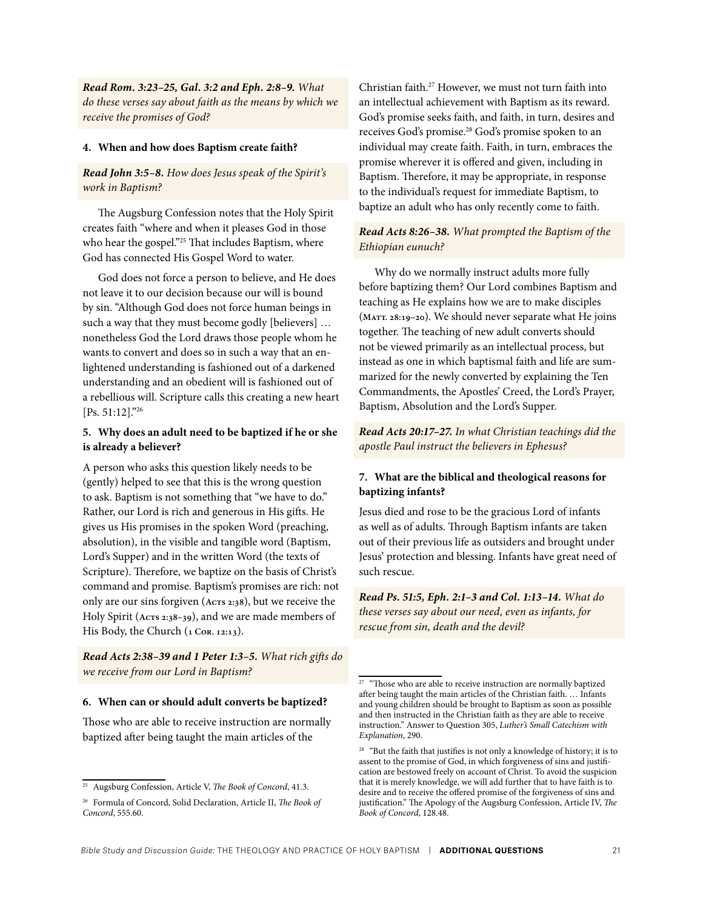*Read Rom. 3:23–25, Gal. 3:2 and Eph. 2:8–9. What do these verses say about faith as the means by which we receive the promises of God?*

**4. When and how does Baptism create faith?**

*Read John 3:5–8. How does Jesus speak of the Spirit's work in Baptism?*

The Augsburg Confession notes that the Holy Spirit creates faith "where and when it pleases God in those who hear the gospel."[25] That includes Baptism, where God has connected His Gospel Word to water.

God does not force a person to believe, and He does not leave it to our decision because our will is bound by sin. "Although God does not force human beings in such a way that they must become godly [believers] … nonetheless God the Lord draws those people whom he wants to convert and does so in such a way that an enlightened understanding is fashioned out of a darkened understanding and an obedient will is fashioned out of a rebellious will. Scripture calls this creating a new heart [Ps. 51:12]."[26]

**5. Why does an adult need to be baptized if he or she is already a believer?**

A person who asks this question likely needs to be (gently) helped to see that this is the wrong question to ask. Baptism is not something that "we have to do." Rather, our Lord is rich and generous in His gifts. He gives us His promises in the spoken Word (preaching, absolution), in the visible and tangible word (Baptism, Lord's Supper) and in the written Word (the texts of Scripture). Therefore, we baptize on the basis of Christ's command and promise. Baptism's promises are rich: not only are our sins forgiven (Acts 2:38), but we receive the Holy Spirit (Acts 2:38–39), and we are made members of His Body, the Church (1 Cor. 12:13).

*Read Acts 2:38–39 and 1 Peter 1:3–5. What rich gifts do we receive from our Lord in Baptism?*

**6. When can or should adult converts be baptized?**

Those who are able to receive instruction are normally baptized after being taught the main articles of the Christian faith.[27] However, we must not turn faith into an intellectual achievement with Baptism as its reward. God's promise seeks faith, and faith, in turn, desires and receives God's promise.[28] God's promise spoken to an individual may create faith. Faith, in turn, embraces the promise wherever it is offered and given, including in Baptism. Therefore, it may be appropriate, in response to the individual's request for immediate Baptism, to baptize an adult who has only recently come to faith.

*Read Acts 8:26–38. What prompted the Baptism of the Ethiopian eunuch?*

Why do we normally instruct adults more fully before baptizing them? Our Lord combines Baptism and teaching as He explains how we are to make disciples (Matt. 28:19–20). We should never separate what He joins together. The teaching of new adult converts should not be viewed primarily as an intellectual process, but instead as one in which baptismal faith and life are summarized for the newly converted by explaining the Ten Commandments, the Apostles' Creed, the Lord's Prayer, Baptism, Absolution and the Lord's Supper.

*Read Acts 20:17–27. In what Christian teachings did the apostle Paul instruct the believers in Ephesus?*

**7. What are the biblical and theological reasons for baptizing infants?**

Jesus died and rose to be the gracious Lord of infants as well as of adults. Through Baptism infants are taken out of their previous life as outsiders and brought under Jesus' protection and blessing. Infants have great need of such rescue.

*Read Ps. 51:5, Eph. 2:1–3 and Col. 1:13–14. What do these verses say about our need, even as infants, for rescue from sin, death and the devil?*

---

[25] Augsburg Confession, Article V, *The Book of Concord*, 41.3.

[26] Formula of Concord, Solid Declaration, Article II, *The Book of Concord*, 555.60.

[27] "Those who are able to receive instruction are normally baptized after being taught the main articles of the Christian faith. … Infants and young children should be brought to Baptism as soon as possible and then instructed in the Christian faith as they are able to receive instruction." Answer to Question 305, *Luther's Small Catechism with Explanation*, 290.

[28] "But the faith that justifies is not only a knowledge of history; it is to assent to the promise of God, in which forgiveness of sins and justification are bestowed freely on account of Christ. To avoid the suspicion that it is merely knowledge, we will add further that to have faith is to desire and to receive the offered promise of the forgiveness of sins and justification." The Apology of the Augsburg Confession, Article IV, *The Book of Concord*, 128.48.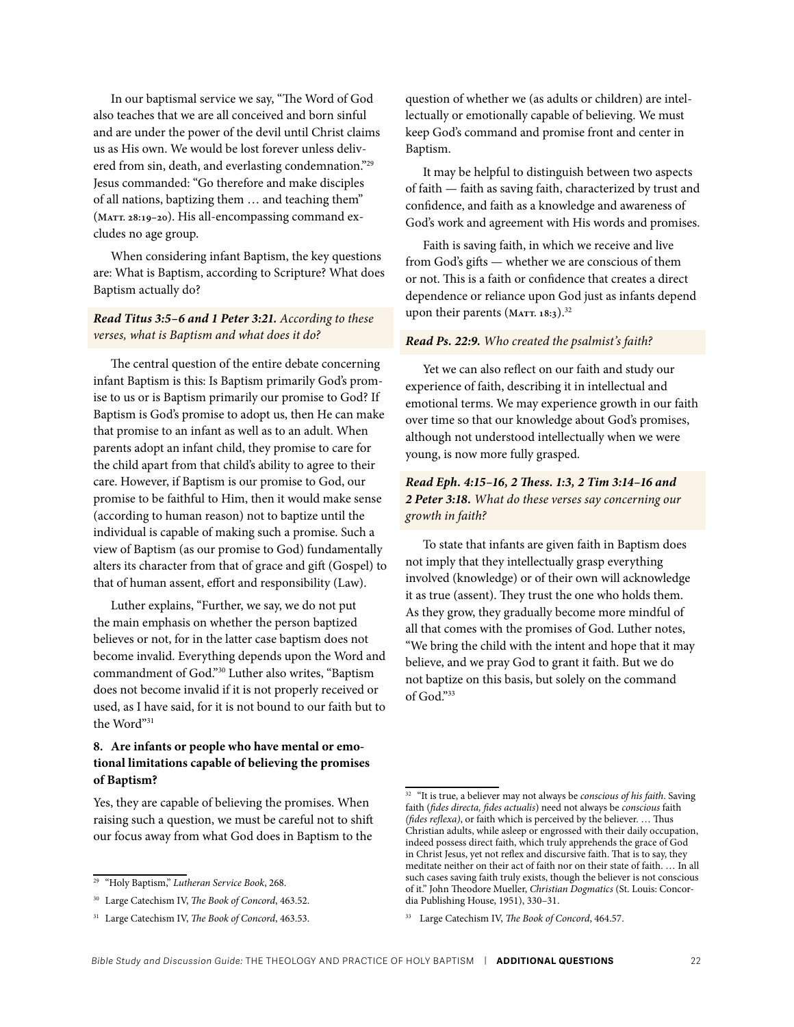In our baptismal service we say, "The Word of God also teaches that we are all conceived and born sinful and are under the power of the devil until Christ claims us as His own. We would be lost forever unless delivered from sin, death, and everlasting condemnation."[29] Jesus commanded: "Go therefore and make disciples of all nations, baptizing them … and teaching them" (Matt. 28:19–20). His all-encompassing command excludes no age group.

When considering infant Baptism, the key questions are: What is Baptism, according to Scripture? What does Baptism actually do?

***Read Titus 3:5–6 and 1 Peter 3:21.*** *According to these verses, what is Baptism and what does it do?*

The central question of the entire debate concerning infant Baptism is this: Is Baptism primarily God's promise to us or is Baptism primarily our promise to God? If Baptism is God's promise to adopt us, then He can make that promise to an infant as well as to an adult. When parents adopt an infant child, they promise to care for the child apart from that child's ability to agree to their care. However, if Baptism is our promise to God, our promise to be faithful to Him, then it would make sense (according to human reason) not to baptize until the individual is capable of making such a promise. Such a view of Baptism (as our promise to God) fundamentally alters its character from that of grace and gift (Gospel) to that of human assent, effort and responsibility (Law).

Luther explains, "Further, we say, we do not put the main emphasis on whether the person baptized believes or not, for in the latter case baptism does not become invalid. Everything depends upon the Word and commandment of God."[30] Luther also writes, "Baptism does not become invalid if it is not properly received or used, as I have said, for it is not bound to our faith but to the Word"[31]

**8. Are infants or people who have mental or emotional limitations capable of believing the promises of Baptism?**

Yes, they are capable of believing the promises. When raising such a question, we must be careful not to shift our focus away from what God does in Baptism to the question of whether we (as adults or children) are intellectually or emotionally capable of believing. We must keep God's command and promise front and center in Baptism.

It may be helpful to distinguish between two aspects of faith — faith as saving faith, characterized by trust and confidence, and faith as a knowledge and awareness of God's work and agreement with His words and promises.

Faith is saving faith, in which we receive and live from God's gifts — whether we are conscious of them or not. This is a faith or confidence that creates a direct dependence or reliance upon God just as infants depend upon their parents (Matt. 18:3).[32]

***Read Ps. 22:9.*** *Who created the psalmist's faith?*

Yet we can also reflect on our faith and study our experience of faith, describing it in intellectual and emotional terms. We may experience growth in our faith over time so that our knowledge about God's promises, although not understood intellectually when we were young, is now more fully grasped.

***Read Eph. 4:15–16, 2 Thess. 1:3, 2 Tim 3:14–16 and 2 Peter 3:18.*** *What do these verses say concerning our growth in faith?*

To state that infants are given faith in Baptism does not imply that they intellectually grasp everything involved (knowledge) or of their own will acknowledge it as true (assent). They trust the one who holds them. As they grow, they gradually become more mindful of all that comes with the promises of God. Luther notes, "We bring the child with the intent and hope that it may believe, and we pray God to grant it faith. But we do not baptize on this basis, but solely on the command of God."[33]

---

[29] "Holy Baptism," *Lutheran Service Book*, 268.

[30] Large Catechism IV, *The Book of Concord*, 463.52.

[31] Large Catechism IV, *The Book of Concord*, 463.53.

[32] "It is true, a believer may not always be *conscious of his faith*. Saving faith (*fides directa, fides actualis*) need not always be *conscious* faith (*fides reflexa)*, or faith which is perceived by the believer. … Thus Christian adults, while asleep or engrossed with their daily occupation, indeed possess direct faith, which truly apprehends the grace of God in Christ Jesus, yet not reflex and discursive faith. That is to say, they meditate neither on their act of faith nor on their state of faith. … In all such cases saving faith truly exists, though the believer is not conscious of it." John Theodore Mueller, *Christian Dogmatics* (St. Louis: Concordia Publishing House, 1951), 330–31.

[33] Large Catechism IV, *The Book of Concord*, 464.57.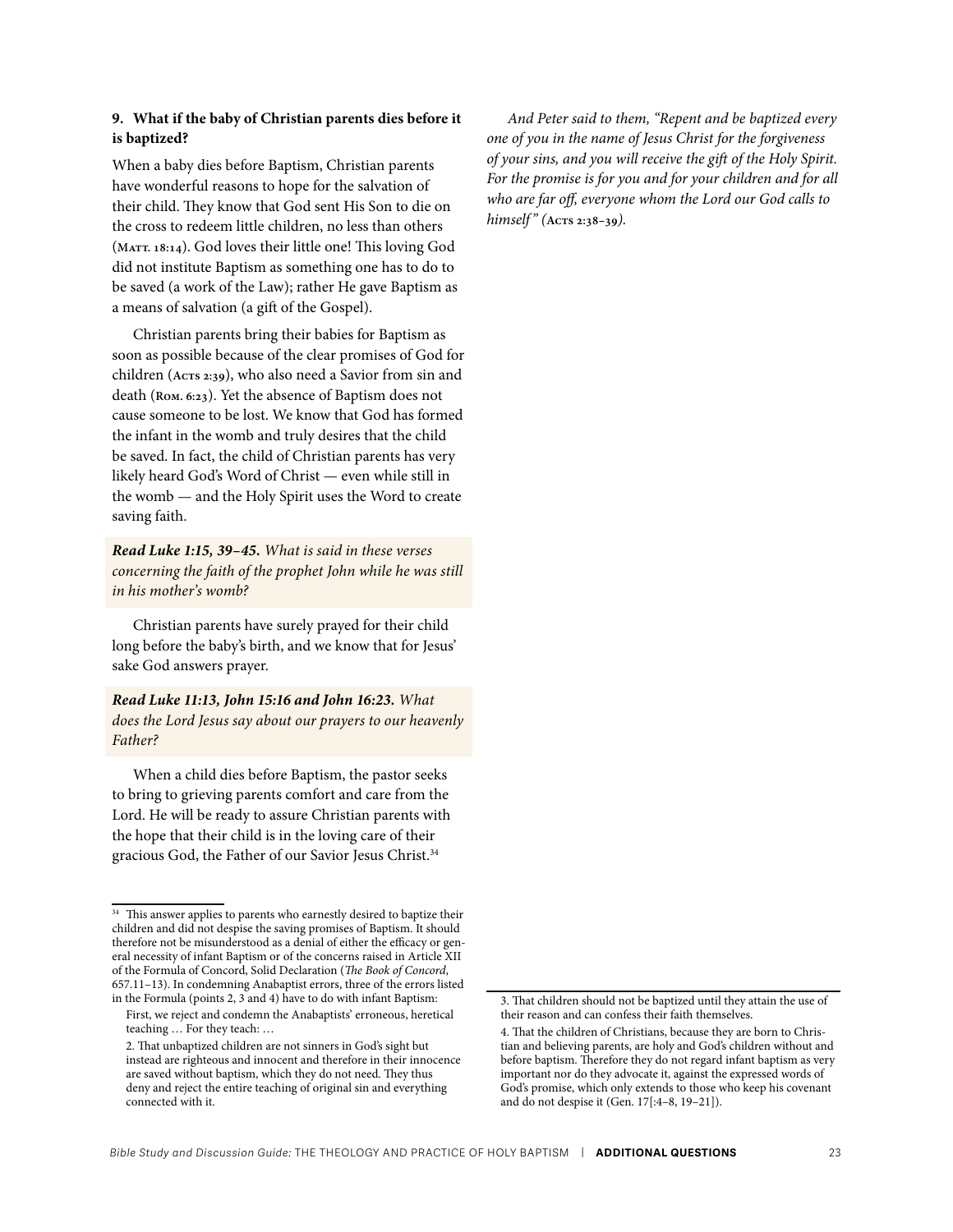**9. What if the baby of Christian parents dies before it is baptized?**

When a baby dies before Baptism, Christian parents have wonderful reasons to hope for the salvation of their child. They know that God sent His Son to die on the cross to redeem little children, no less than others (Matt. 18:14). God loves their little one! This loving God did not institute Baptism as something one has to do to be saved (a work of the Law); rather He gave Baptism as a means of salvation (a gift of the Gospel).

Christian parents bring their babies for Baptism as soon as possible because of the clear promises of God for children (Acts 2:39), who also need a Savior from sin and death (Rom. 6:23). Yet the absence of Baptism does not cause someone to be lost. We know that God has formed the infant in the womb and truly desires that the child be saved. In fact, the child of Christian parents has very likely heard God's Word of Christ — even while still in the womb — and the Holy Spirit uses the Word to create saving faith.

***Read Luke 1:15, 39–45.*** *What is said in these verses concerning the faith of the prophet John while he was still in his mother's womb?*

Christian parents have surely prayed for their child long before the baby's birth, and we know that for Jesus' sake God answers prayer.

***Read Luke 11:13, John 15:16 and John 16:23.*** *What does the Lord Jesus say about our prayers to our heavenly Father?*

When a child dies before Baptism, the pastor seeks to bring to grieving parents comfort and care from the Lord. He will be ready to assure Christian parents with the hope that their child is in the loving care of their gracious God, the Father of our Savior Jesus Christ.[34]

*And Peter said to them, "Repent and be baptized every one of you in the name of Jesus Christ for the forgiveness of your sins, and you will receive the gift of the Holy Spirit. For the promise is for you and for your children and for all who are far off, everyone whom the Lord our God calls to himself" (Acts 2:38–39).*

---

[34] This answer applies to parents who earnestly desired to baptize their children and did not despise the saving promises of Baptism. It should therefore not be misunderstood as a denial of either the efficacy or general necessity of infant Baptism or of the concerns raised in Article XII of the Formula of Concord, Solid Declaration (*The Book of Concord*, 657.11–13). In condemning Anabaptist errors, three of the errors listed in the Formula (points 2, 3 and 4) have to do with infant Baptism:

> First, we reject and condemn the Anabaptists' erroneous, heretical teaching … For they teach: …
>
> 2. That unbaptized children are not sinners in God's sight but instead are righteous and innocent and therefore in their innocence are saved without baptism, which they do not need. They thus deny and reject the entire teaching of original sin and everything connected with it.
>
> 3. That children should not be baptized until they attain the use of their reason and can confess their faith themselves.
>
> 4. That the children of Christians, because they are born to Christian and believing parents, are holy and God's children without and before baptism. Therefore they do not regard infant baptism as very important nor do they advocate it, against the expressed words of God's promise, which only extends to those who keep his covenant and do not despise it (Gen. 17[:4–8, 19–21]).